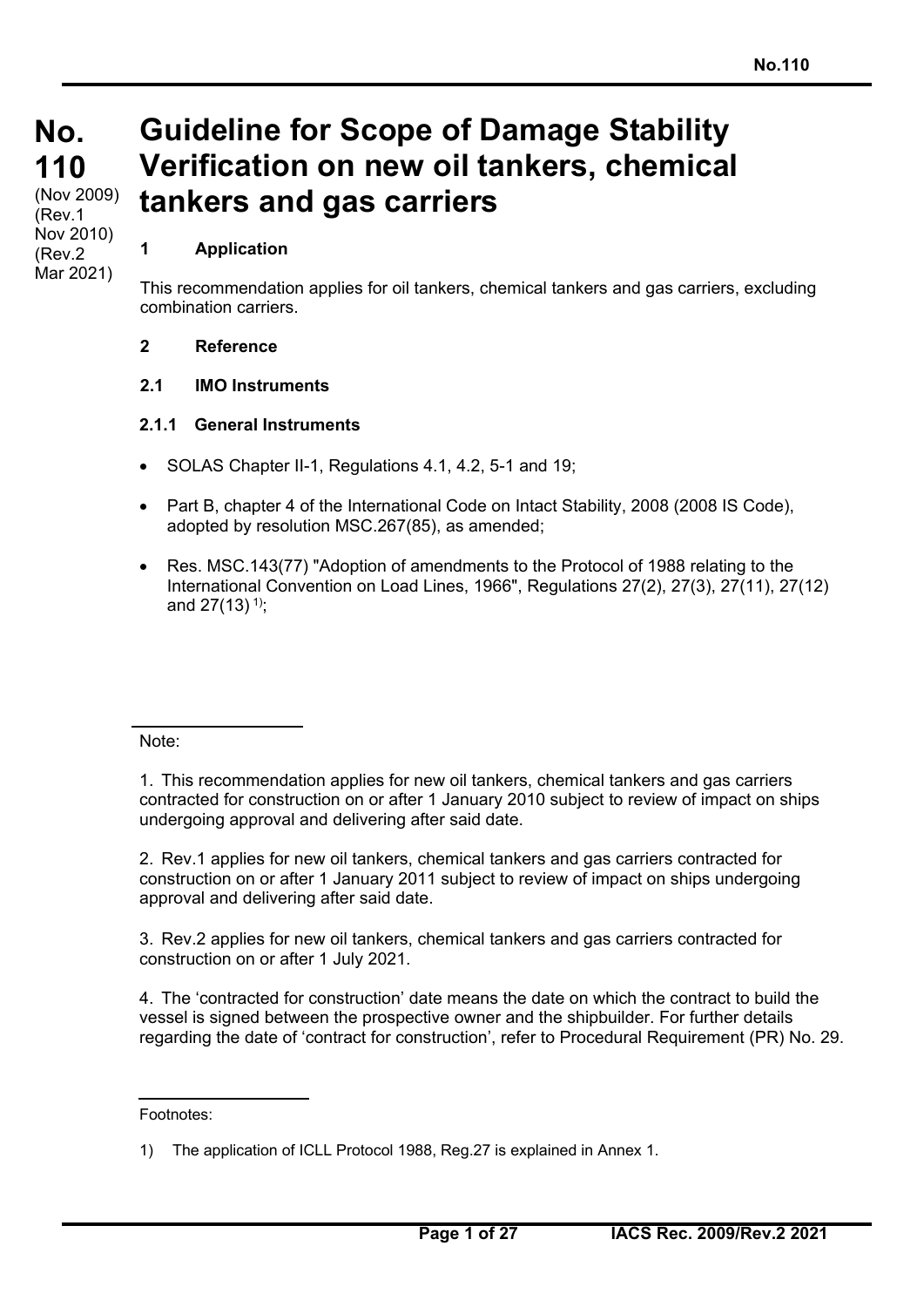# No. 110

(Nov 2009)
(Rev.1 Nov 2010)
(Rev.2 Mar 2021)

# Guideline for Scope of Damage Stability Verification on new oil tankers, chemical tankers and gas carriers

## 1 Application

This recommendation applies for oil tankers, chemical tankers and gas carriers, excluding combination carriers.

## 2 Reference

### 2.1 IMO Instruments

#### 2.1.1 General Instruments

- SOLAS Chapter II-1, Regulations 4.1, 4.2, 5-1 and 19;
- Part B, chapter 4 of the International Code on Intact Stability, 2008 (2008 IS Code), adopted by resolution MSC.267(85), as amended;
- Res. MSC.143(77) "Adoption of amendments to the Protocol of 1988 relating to the International Convention on Load Lines, 1966", Regulations 27(2), 27(3), 27(11), 27(12) and 27(13) [1];

---

Note:

1. This recommendation applies for new oil tankers, chemical tankers and gas carriers contracted for construction on or after 1 January 2010 subject to review of impact on ships undergoing approval and delivering after said date.

2. Rev.1 applies for new oil tankers, chemical tankers and gas carriers contracted for construction on or after 1 January 2011 subject to review of impact on ships undergoing approval and delivering after said date.

3. Rev.2 applies for new oil tankers, chemical tankers and gas carriers contracted for construction on or after 1 July 2021.

4. The 'contracted for construction' date means the date on which the contract to build the vessel is signed between the prospective owner and the shipbuilder. For further details regarding the date of 'contract for construction', refer to Procedural Requirement (PR) No. 29.

---

Footnotes:

1) The application of ICLL Protocol 1988, Reg.27 is explained in Annex 1.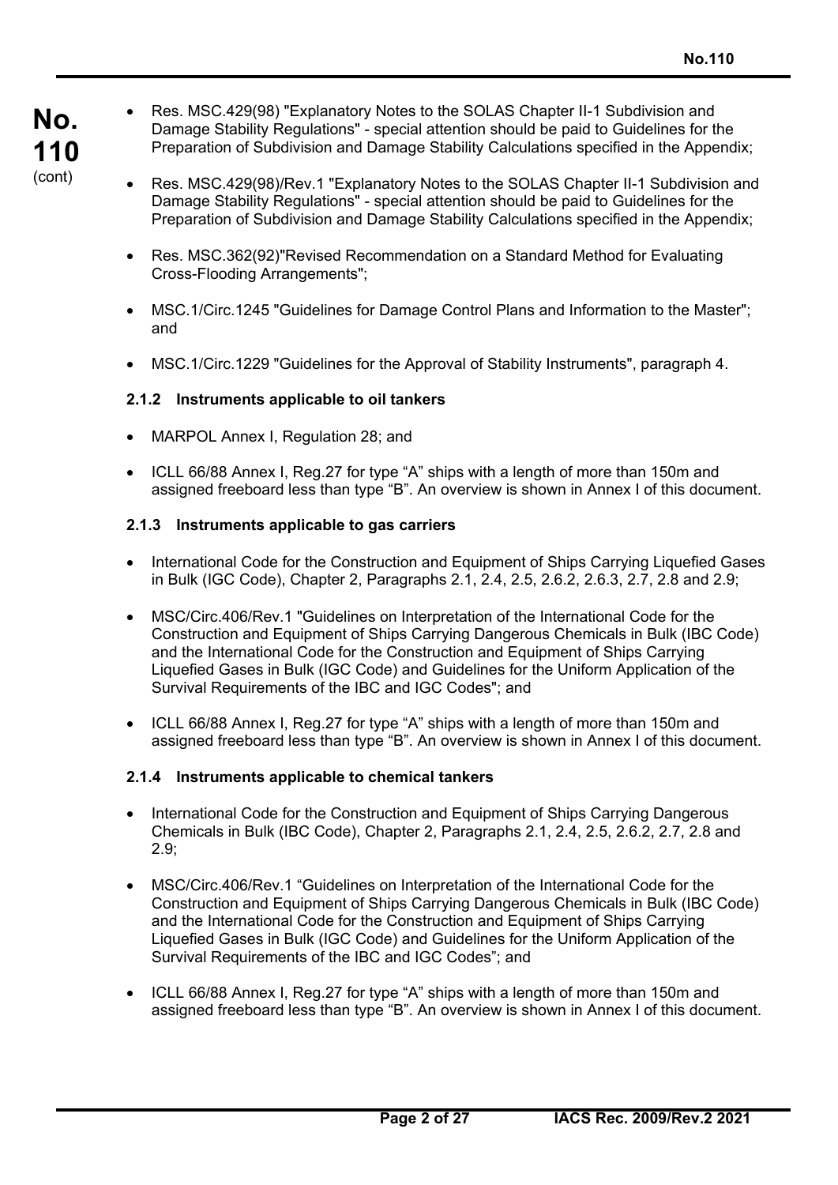- Res. MSC.429(98) "Explanatory Notes to the SOLAS Chapter II-1 Subdivision and Damage Stability Regulations" - special attention should be paid to Guidelines for the Preparation of Subdivision and Damage Stability Calculations specified in the Appendix;

- Res. MSC.429(98)/Rev.1 "Explanatory Notes to the SOLAS Chapter II-1 Subdivision and Damage Stability Regulations" - special attention should be paid to Guidelines for the Preparation of Subdivision and Damage Stability Calculations specified in the Appendix;

- Res. MSC.362(92)"Revised Recommendation on a Standard Method for Evaluating Cross-Flooding Arrangements";

- MSC.1/Circ.1245 "Guidelines for Damage Control Plans and Information to the Master"; and

- MSC.1/Circ.1229 "Guidelines for the Approval of Stability Instruments", paragraph 4.

### 2.1.2 Instruments applicable to oil tankers

- MARPOL Annex I, Regulation 28; and

- ICLL 66/88 Annex I, Reg.27 for type "A" ships with a length of more than 150m and assigned freeboard less than type "B". An overview is shown in Annex I of this document.

### 2.1.3 Instruments applicable to gas carriers

- International Code for the Construction and Equipment of Ships Carrying Liquefied Gases in Bulk (IGC Code), Chapter 2, Paragraphs 2.1, 2.4, 2.5, 2.6.2, 2.6.3, 2.7, 2.8 and 2.9;

- MSC/Circ.406/Rev.1 "Guidelines on Interpretation of the International Code for the Construction and Equipment of Ships Carrying Dangerous Chemicals in Bulk (IBC Code) and the International Code for the Construction and Equipment of Ships Carrying Liquefied Gases in Bulk (IGC Code) and Guidelines for the Uniform Application of the Survival Requirements of the IBC and IGC Codes"; and

- ICLL 66/88 Annex I, Reg.27 for type "A" ships with a length of more than 150m and assigned freeboard less than type "B". An overview is shown in Annex I of this document.

### 2.1.4 Instruments applicable to chemical tankers

- International Code for the Construction and Equipment of Ships Carrying Dangerous Chemicals in Bulk (IBC Code), Chapter 2, Paragraphs 2.1, 2.4, 2.5, 2.6.2, 2.7, 2.8 and 2.9;

- MSC/Circ.406/Rev.1 "Guidelines on Interpretation of the International Code for the Construction and Equipment of Ships Carrying Dangerous Chemicals in Bulk (IBC Code) and the International Code for the Construction and Equipment of Ships Carrying Liquefied Gases in Bulk (IGC Code) and Guidelines for the Uniform Application of the Survival Requirements of the IBC and IGC Codes"; and

- ICLL 66/88 Annex I, Reg.27 for type "A" ships with a length of more than 150m and assigned freeboard less than type "B". An overview is shown in Annex I of this document.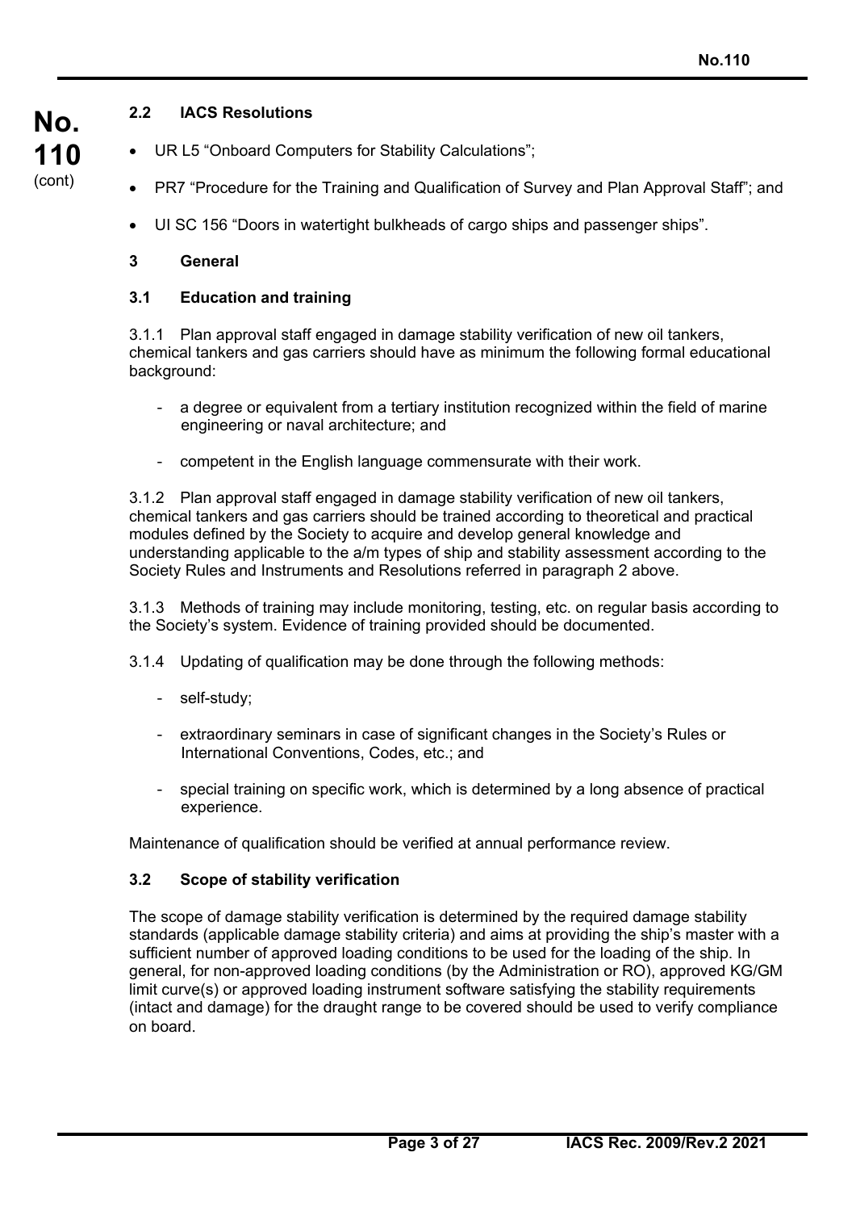### 2.2 IACS Resolutions

- UR L5 "Onboard Computers for Stability Calculations";
- PR7 "Procedure for the Training and Qualification of Survey and Plan Approval Staff"; and
- UI SC 156 "Doors in watertight bulkheads of cargo ships and passenger ships".

## 3 General

### 3.1 Education and training

3.1.1 Plan approval staff engaged in damage stability verification of new oil tankers, chemical tankers and gas carriers should have as minimum the following formal educational background:

- a degree or equivalent from a tertiary institution recognized within the field of marine engineering or naval architecture; and
- competent in the English language commensurate with their work.

3.1.2 Plan approval staff engaged in damage stability verification of new oil tankers, chemical tankers and gas carriers should be trained according to theoretical and practical modules defined by the Society to acquire and develop general knowledge and understanding applicable to the a/m types of ship and stability assessment according to the Society Rules and Instruments and Resolutions referred in paragraph 2 above.

3.1.3 Methods of training may include monitoring, testing, etc. on regular basis according to the Society's system. Evidence of training provided should be documented.

3.1.4 Updating of qualification may be done through the following methods:

- self-study;
- extraordinary seminars in case of significant changes in the Society's Rules or International Conventions, Codes, etc.; and
- special training on specific work, which is determined by a long absence of practical experience.

Maintenance of qualification should be verified at annual performance review.

### 3.2 Scope of stability verification

The scope of damage stability verification is determined by the required damage stability standards (applicable damage stability criteria) and aims at providing the ship's master with a sufficient number of approved loading conditions to be used for the loading of the ship. In general, for non-approved loading conditions (by the Administration or RO), approved KG/GM limit curve(s) or approved loading instrument software satisfying the stability requirements (intact and damage) for the draught range to be covered should be used to verify compliance on board.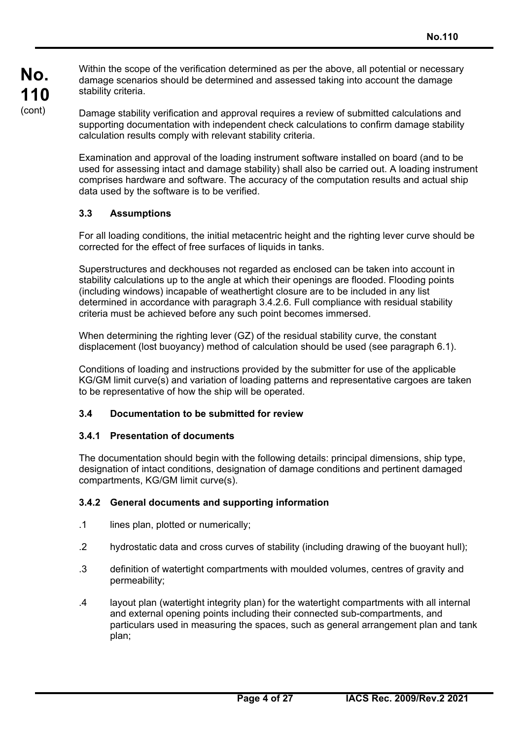Within the scope of the verification determined as per the above, all potential or necessary damage scenarios should be determined and assessed taking into account the damage stability criteria.

Damage stability verification and approval requires a review of submitted calculations and supporting documentation with independent check calculations to confirm damage stability calculation results comply with relevant stability criteria.

Examination and approval of the loading instrument software installed on board (and to be used for assessing intact and damage stability) shall also be carried out. A loading instrument comprises hardware and software. The accuracy of the computation results and actual ship data used by the software is to be verified.

### 3.3 Assumptions

For all loading conditions, the initial metacentric height and the righting lever curve should be corrected for the effect of free surfaces of liquids in tanks.

Superstructures and deckhouses not regarded as enclosed can be taken into account in stability calculations up to the angle at which their openings are flooded. Flooding points (including windows) incapable of weathertight closure are to be included in any list determined in accordance with paragraph 3.4.2.6. Full compliance with residual stability criteria must be achieved before any such point becomes immersed.

When determining the righting lever (GZ) of the residual stability curve, the constant displacement (lost buoyancy) method of calculation should be used (see paragraph 6.1).

Conditions of loading and instructions provided by the submitter for use of the applicable KG/GM limit curve(s) and variation of loading patterns and representative cargoes are taken to be representative of how the ship will be operated.

### 3.4 Documentation to be submitted for review

#### 3.4.1 Presentation of documents

The documentation should begin with the following details: principal dimensions, ship type, designation of intact conditions, designation of damage conditions and pertinent damaged compartments, KG/GM limit curve(s).

#### 3.4.2 General documents and supporting information

.1 lines plan, plotted or numerically;

.2 hydrostatic data and cross curves of stability (including drawing of the buoyant hull);

.3 definition of watertight compartments with moulded volumes, centres of gravity and permeability;

.4 layout plan (watertight integrity plan) for the watertight compartments with all internal and external opening points including their connected sub-compartments, and particulars used in measuring the spaces, such as general arrangement plan and tank plan;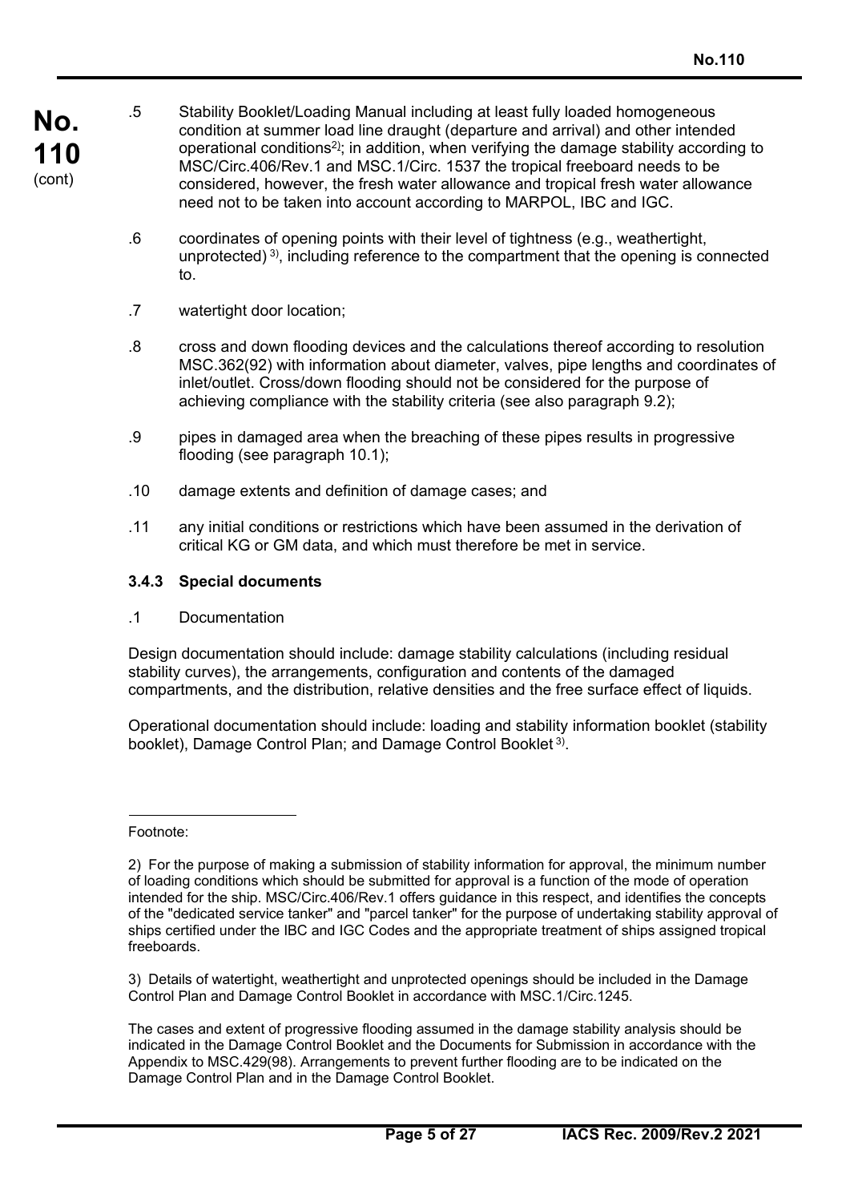.5 Stability Booklet/Loading Manual including at least fully loaded homogeneous condition at summer load line draught (departure and arrival) and other intended operational conditions[2]; in addition, when verifying the damage stability according to MSC/Circ.406/Rev.1 and MSC.1/Circ. 1537 the tropical freeboard needs to be considered, however, the fresh water allowance and tropical fresh water allowance need not to be taken into account according to MARPOL, IBC and IGC.

.6 coordinates of opening points with their level of tightness (e.g., weathertight, unprotected) [3], including reference to the compartment that the opening is connected to.

.7 watertight door location;

.8 cross and down flooding devices and the calculations thereof according to resolution MSC.362(92) with information about diameter, valves, pipe lengths and coordinates of inlet/outlet. Cross/down flooding should not be considered for the purpose of achieving compliance with the stability criteria (see also paragraph 9.2);

.9 pipes in damaged area when the breaching of these pipes results in progressive flooding (see paragraph 10.1);

.10 damage extents and definition of damage cases; and

.11 any initial conditions or restrictions which have been assumed in the derivation of critical KG or GM data, and which must therefore be met in service.

### 3.4.3 Special documents

.1 Documentation

Design documentation should include: damage stability calculations (including residual stability curves), the arrangements, configuration and contents of the damaged compartments, and the distribution, relative densities and the free surface effect of liquids.

Operational documentation should include: loading and stability information booklet (stability booklet), Damage Control Plan; and Damage Control Booklet [3].

---

Footnote:

2) For the purpose of making a submission of stability information for approval, the minimum number of loading conditions which should be submitted for approval is a function of the mode of operation intended for the ship. MSC/Circ.406/Rev.1 offers guidance in this respect, and identifies the concepts of the "dedicated service tanker" and "parcel tanker" for the purpose of undertaking stability approval of ships certified under the IBC and IGC Codes and the appropriate treatment of ships assigned tropical freeboards.

3) Details of watertight, weathertight and unprotected openings should be included in the Damage Control Plan and Damage Control Booklet in accordance with MSC.1/Circ.1245.

The cases and extent of progressive flooding assumed in the damage stability analysis should be indicated in the Damage Control Booklet and the Documents for Submission in accordance with the Appendix to MSC.429(98). Arrangements to prevent further flooding are to be indicated on the Damage Control Plan and in the Damage Control Booklet.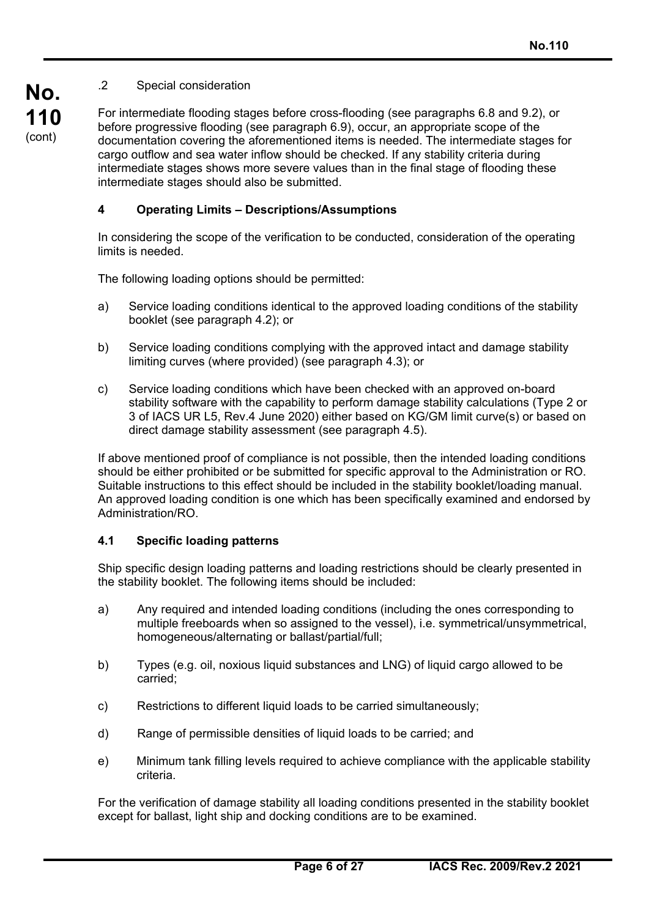.2 Special consideration

For intermediate flooding stages before cross-flooding (see paragraphs 6.8 and 9.2), or before progressive flooding (see paragraph 6.9), occur, an appropriate scope of the documentation covering the aforementioned items is needed. The intermediate stages for cargo outflow and sea water inflow should be checked. If any stability criteria during intermediate stages shows more severe values than in the final stage of flooding these intermediate stages should also be submitted.

## 4 Operating Limits – Descriptions/Assumptions

In considering the scope of the verification to be conducted, consideration of the operating limits is needed.

The following loading options should be permitted:

a) Service loading conditions identical to the approved loading conditions of the stability booklet (see paragraph 4.2); or

b) Service loading conditions complying with the approved intact and damage stability limiting curves (where provided) (see paragraph 4.3); or

c) Service loading conditions which have been checked with an approved on-board stability software with the capability to perform damage stability calculations (Type 2 or 3 of IACS UR L5, Rev.4 June 2020) either based on KG/GM limit curve(s) or based on direct damage stability assessment (see paragraph 4.5).

If above mentioned proof of compliance is not possible, then the intended loading conditions should be either prohibited or be submitted for specific approval to the Administration or RO. Suitable instructions to this effect should be included in the stability booklet/loading manual. An approved loading condition is one which has been specifically examined and endorsed by Administration/RO.

### 4.1 Specific loading patterns

Ship specific design loading patterns and loading restrictions should be clearly presented in the stability booklet. The following items should be included:

a) Any required and intended loading conditions (including the ones corresponding to multiple freeboards when so assigned to the vessel), i.e. symmetrical/unsymmetrical, homogeneous/alternating or ballast/partial/full;

b) Types (e.g. oil, noxious liquid substances and LNG) of liquid cargo allowed to be carried;

c) Restrictions to different liquid loads to be carried simultaneously;

d) Range of permissible densities of liquid loads to be carried; and

e) Minimum tank filling levels required to achieve compliance with the applicable stability criteria.

For the verification of damage stability all loading conditions presented in the stability booklet except for ballast, light ship and docking conditions are to be examined.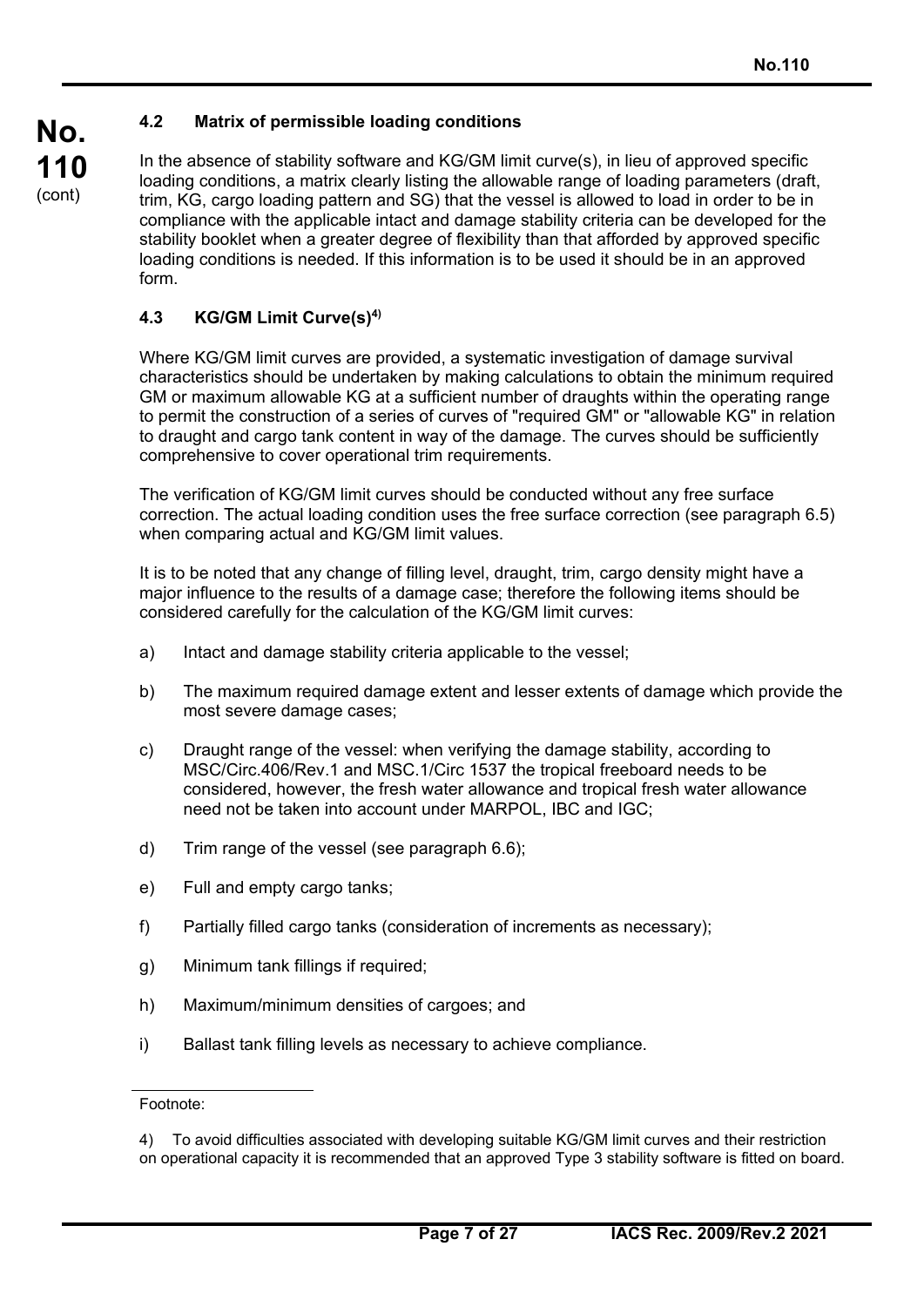### 4.2 Matrix of permissible loading conditions

In the absence of stability software and KG/GM limit curve(s), in lieu of approved specific loading conditions, a matrix clearly listing the allowable range of loading parameters (draft, trim, KG, cargo loading pattern and SG) that the vessel is allowed to load in order to be in compliance with the applicable intact and damage stability criteria can be developed for the stability booklet when a greater degree of flexibility than that afforded by approved specific loading conditions is needed. If this information is to be used it should be in an approved form.

### 4.3 KG/GM Limit Curve(s)[4)]

Where KG/GM limit curves are provided, a systematic investigation of damage survival characteristics should be undertaken by making calculations to obtain the minimum required GM or maximum allowable KG at a sufficient number of draughts within the operating range to permit the construction of a series of curves of "required GM" or "allowable KG" in relation to draught and cargo tank content in way of the damage. The curves should be sufficiently comprehensive to cover operational trim requirements.

The verification of KG/GM limit curves should be conducted without any free surface correction. The actual loading condition uses the free surface correction (see paragraph 6.5) when comparing actual and KG/GM limit values.

It is to be noted that any change of filling level, draught, trim, cargo density might have a major influence to the results of a damage case; therefore the following items should be considered carefully for the calculation of the KG/GM limit curves:

a) Intact and damage stability criteria applicable to the vessel;

b) The maximum required damage extent and lesser extents of damage which provide the most severe damage cases;

c) Draught range of the vessel: when verifying the damage stability, according to MSC/Circ.406/Rev.1 and MSC.1/Circ 1537 the tropical freeboard needs to be considered, however, the fresh water allowance and tropical fresh water allowance need not be taken into account under MARPOL, IBC and IGC;

d) Trim range of the vessel (see paragraph 6.6);

e) Full and empty cargo tanks;

f) Partially filled cargo tanks (consideration of increments as necessary);

g) Minimum tank fillings if required;

h) Maximum/minimum densities of cargoes; and

i) Ballast tank filling levels as necessary to achieve compliance.

---

Footnote:

4) To avoid difficulties associated with developing suitable KG/GM limit curves and their restriction on operational capacity it is recommended that an approved Type 3 stability software is fitted on board.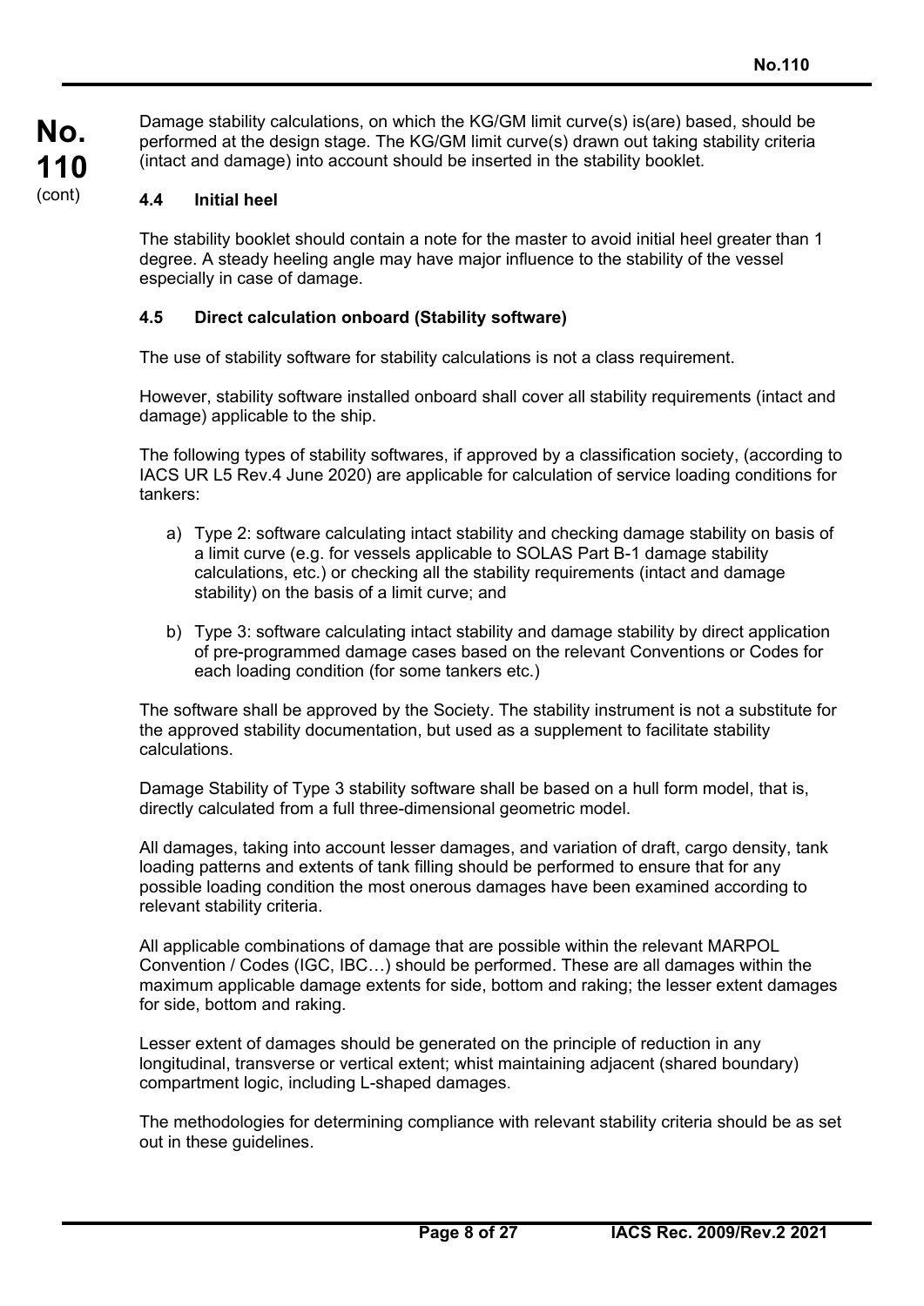Damage stability calculations, on which the KG/GM limit curve(s) is(are) based, should be performed at the design stage. The KG/GM limit curve(s) drawn out taking stability criteria (intact and damage) into account should be inserted in the stability booklet.

### 4.4 Initial heel

The stability booklet should contain a note for the master to avoid initial heel greater than 1 degree. A steady heeling angle may have major influence to the stability of the vessel especially in case of damage.

### 4.5 Direct calculation onboard (Stability software)

The use of stability software for stability calculations is not a class requirement.

However, stability software installed onboard shall cover all stability requirements (intact and damage) applicable to the ship.

The following types of stability softwares, if approved by a classification society, (according to IACS UR L5 Rev.4 June 2020) are applicable for calculation of service loading conditions for tankers:

a) Type 2: software calculating intact stability and checking damage stability on basis of a limit curve (e.g. for vessels applicable to SOLAS Part B-1 damage stability calculations, etc.) or checking all the stability requirements (intact and damage stability) on the basis of a limit curve; and

b) Type 3: software calculating intact stability and damage stability by direct application of pre-programmed damage cases based on the relevant Conventions or Codes for each loading condition (for some tankers etc.)

The software shall be approved by the Society. The stability instrument is not a substitute for the approved stability documentation, but used as a supplement to facilitate stability calculations.

Damage Stability of Type 3 stability software shall be based on a hull form model, that is, directly calculated from a full three-dimensional geometric model.

All damages, taking into account lesser damages, and variation of draft, cargo density, tank loading patterns and extents of tank filling should be performed to ensure that for any possible loading condition the most onerous damages have been examined according to relevant stability criteria.

All applicable combinations of damage that are possible within the relevant MARPOL Convention / Codes (IGC, IBC…) should be performed. These are all damages within the maximum applicable damage extents for side, bottom and raking; the lesser extent damages for side, bottom and raking.

Lesser extent of damages should be generated on the principle of reduction in any longitudinal, transverse or vertical extent; whist maintaining adjacent (shared boundary) compartment logic, including L-shaped damages.

The methodologies for determining compliance with relevant stability criteria should be as set out in these guidelines.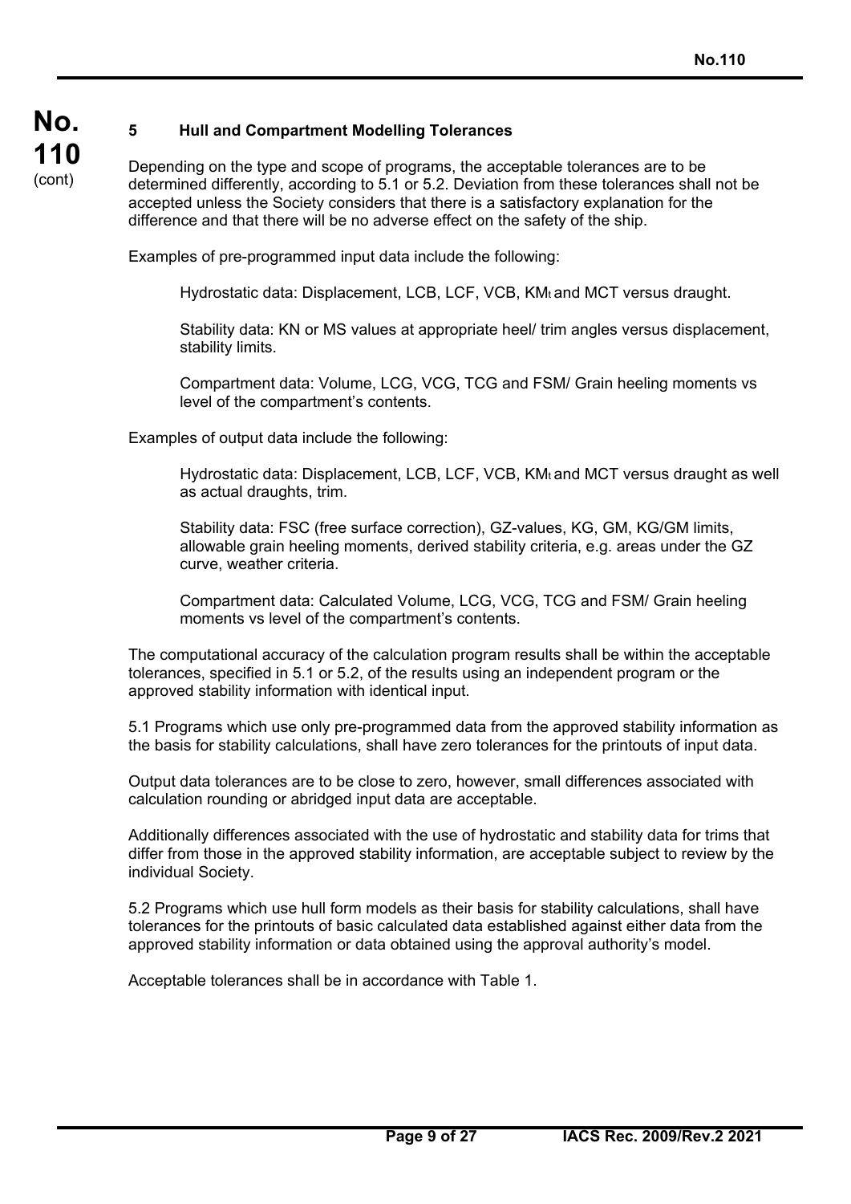## 5 Hull and Compartment Modelling Tolerances

Depending on the type and scope of programs, the acceptable tolerances are to be determined differently, according to 5.1 or 5.2. Deviation from these tolerances shall not be accepted unless the Society considers that there is a satisfactory explanation for the difference and that there will be no adverse effect on the safety of the ship.

Examples of pre-programmed input data include the following:

> Hydrostatic data: Displacement, LCB, LCF, VCB, $KM_t$ and MCT versus draught.
>
> Stability data: KN or MS values at appropriate heel/ trim angles versus displacement, stability limits.
>
> Compartment data: Volume, LCG, VCG, TCG and FSM/ Grain heeling moments vs level of the compartment's contents.

Examples of output data include the following:

> Hydrostatic data: Displacement, LCB, LCF, VCB, $KM_t$ and MCT versus draught as well as actual draughts, trim.
>
> Stability data: FSC (free surface correction), GZ-values, KG, GM, KG/GM limits, allowable grain heeling moments, derived stability criteria, e.g. areas under the GZ curve, weather criteria.
>
> Compartment data: Calculated Volume, LCG, VCG, TCG and FSM/ Grain heeling moments vs level of the compartment's contents.

The computational accuracy of the calculation program results shall be within the acceptable tolerances, specified in 5.1 or 5.2, of the results using an independent program or the approved stability information with identical input.

5.1 Programs which use only pre-programmed data from the approved stability information as the basis for stability calculations, shall have zero tolerances for the printouts of input data.

Output data tolerances are to be close to zero, however, small differences associated with calculation rounding or abridged input data are acceptable.

Additionally differences associated with the use of hydrostatic and stability data for trims that differ from those in the approved stability information, are acceptable subject to review by the individual Society.

5.2 Programs which use hull form models as their basis for stability calculations, shall have tolerances for the printouts of basic calculated data established against either data from the approved stability information or data obtained using the approval authority's model.

Acceptable tolerances shall be in accordance with Table 1.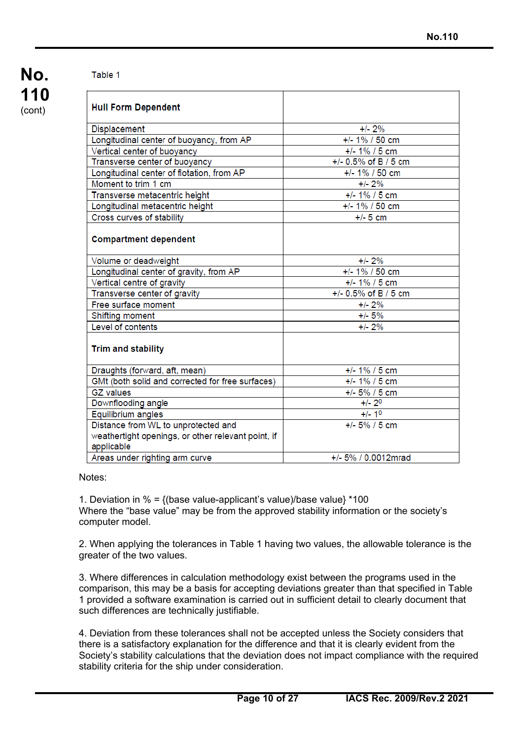Table 1

| **Hull Form Dependent** | |
|---|---|
| Displacement | +/- 2% |
| Longitudinal center of buoyancy, from AP | +/- 1% / 50 cm |
| Vertical center of buoyancy | +/- 1% / 5 cm |
| Transverse center of buoyancy | +/- 0.5% of B / 5 cm |
| Longitudinal center of flotation, from AP | +/- 1% / 50 cm |
| Moment to trim 1 cm | +/- 2% |
| Transverse metacentric height | +/- 1% / 5 cm |
| Longitudinal metacentric height | +/- 1% / 50 cm |
| Cross curves of stability | +/- 5 cm |
| **Compartment dependent** | |
| Volume or deadweight | +/- 2% |
| Longitudinal center of gravity, from AP | +/- 1% / 50 cm |
| Vertical centre of gravity | +/- 1% / 5 cm |
| Transverse center of gravity | +/- 0.5% of B / 5 cm |
| Free surface moment | +/- 2% |
| Shifting moment | +/- 5% |
| Level of contents | +/- 2% |
| **Trim and stability** | |
| Draughts (forward, aft, mean) | +/- 1% / 5 cm |
| GMt (both solid and corrected for free surfaces) | +/- 1% / 5 cm |
| GZ values | +/- 5% / 5 cm |
| Downflooding angle | +/- $2^0$ |
| Equilibrium angles | +/- $1^0$ |
| Distance from WL to unprotected and weathertight openings, or other relevant point, if applicable | +/- 5% / 5 cm |
| Areas under righting arm curve | +/- 5% / 0.0012mrad |

Notes:

1. Deviation in % = {(base value-applicant's value)/base value} *100
Where the "base value" may be from the approved stability information or the society's computer model.

2. When applying the tolerances in Table 1 having two values, the allowable tolerance is the greater of the two values.

3. Where differences in calculation methodology exist between the programs used in the comparison, this may be a basis for accepting deviations greater than that specified in Table 1 provided a software examination is carried out in sufficient detail to clearly document that such differences are technically justifiable.

4. Deviation from these tolerances shall not be accepted unless the Society considers that there is a satisfactory explanation for the difference and that it is clearly evident from the Society's stability calculations that the deviation does not impact compliance with the required stability criteria for the ship under consideration.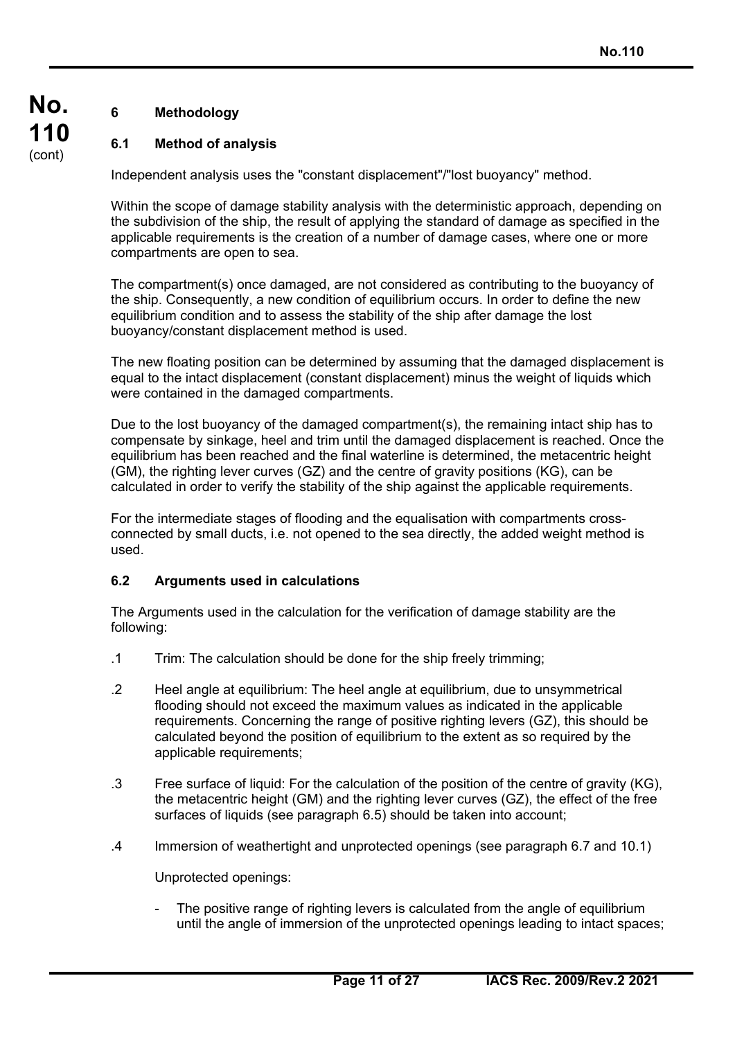## 6 Methodology

### 6.1 Method of analysis

Independent analysis uses the "constant displacement"/"lost buoyancy" method.

Within the scope of damage stability analysis with the deterministic approach, depending on the subdivision of the ship, the result of applying the standard of damage as specified in the applicable requirements is the creation of a number of damage cases, where one or more compartments are open to sea.

The compartment(s) once damaged, are not considered as contributing to the buoyancy of the ship. Consequently, a new condition of equilibrium occurs. In order to define the new equilibrium condition and to assess the stability of the ship after damage the lost buoyancy/constant displacement method is used.

The new floating position can be determined by assuming that the damaged displacement is equal to the intact displacement (constant displacement) minus the weight of liquids which were contained in the damaged compartments.

Due to the lost buoyancy of the damaged compartment(s), the remaining intact ship has to compensate by sinkage, heel and trim until the damaged displacement is reached. Once the equilibrium has been reached and the final waterline is determined, the metacentric height (GM), the righting lever curves (GZ) and the centre of gravity positions (KG), can be calculated in order to verify the stability of the ship against the applicable requirements.

For the intermediate stages of flooding and the equalisation with compartments cross-connected by small ducts, i.e. not opened to the sea directly, the added weight method is used.

### 6.2 Arguments used in calculations

The Arguments used in the calculation for the verification of damage stability are the following:

.1 Trim: The calculation should be done for the ship freely trimming;

.2 Heel angle at equilibrium: The heel angle at equilibrium, due to unsymmetrical flooding should not exceed the maximum values as indicated in the applicable requirements. Concerning the range of positive righting levers (GZ), this should be calculated beyond the position of equilibrium to the extent as so required by the applicable requirements;

.3 Free surface of liquid: For the calculation of the position of the centre of gravity (KG), the metacentric height (GM) and the righting lever curves (GZ), the effect of the free surfaces of liquids (see paragraph 6.5) should be taken into account;

.4 Immersion of weathertight and unprotected openings (see paragraph 6.7 and 10.1)

Unprotected openings:

- The positive range of righting levers is calculated from the angle of equilibrium until the angle of immersion of the unprotected openings leading to intact spaces;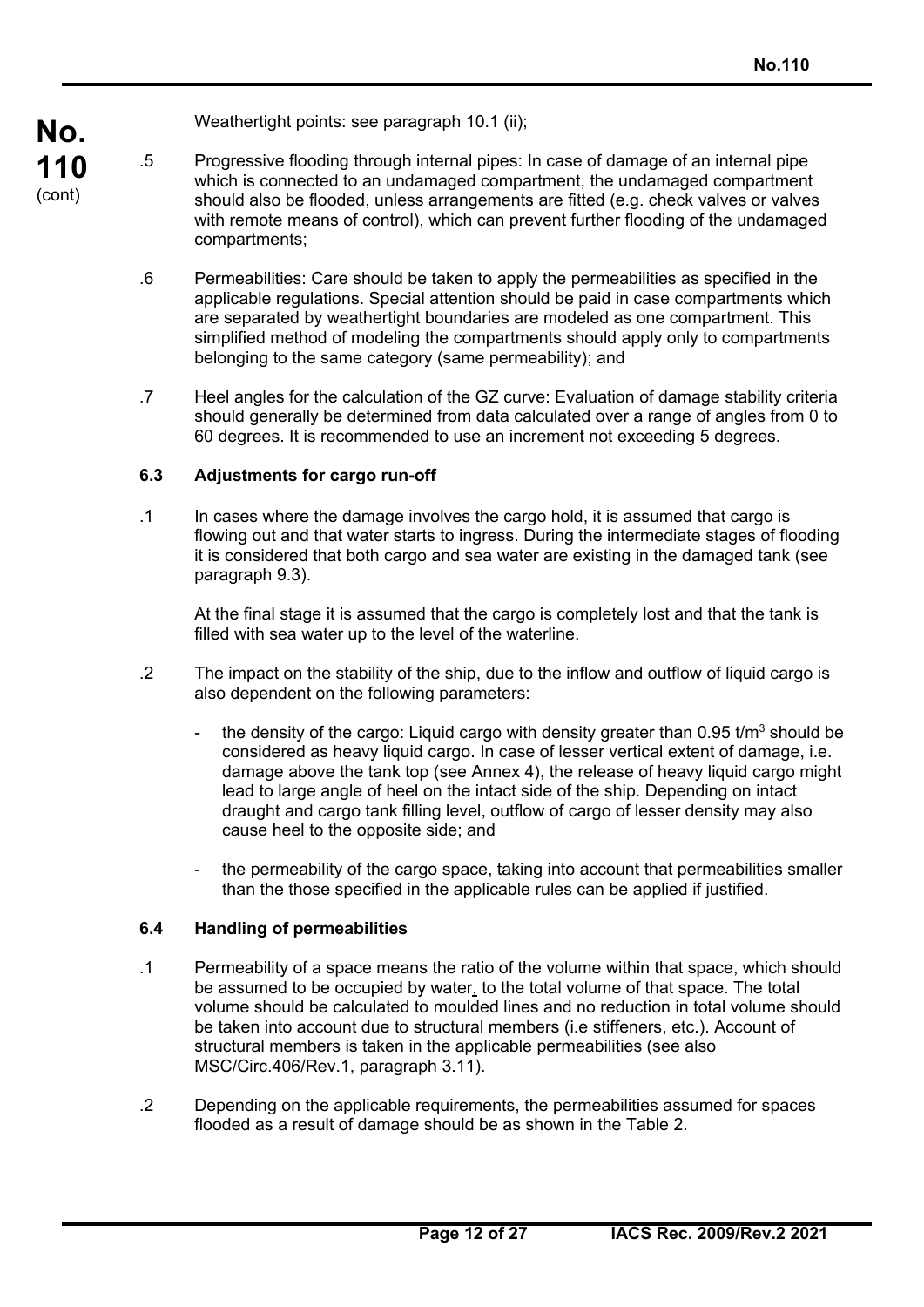Weathertight points: see paragraph 10.1 (ii);

.5 Progressive flooding through internal pipes: In case of damage of an internal pipe which is connected to an undamaged compartment, the undamaged compartment should also be flooded, unless arrangements are fitted (e.g. check valves or valves with remote means of control), which can prevent further flooding of the undamaged compartments;

.6 Permeabilities: Care should be taken to apply the permeabilities as specified in the applicable regulations. Special attention should be paid in case compartments which are separated by weathertight boundaries are modeled as one compartment. This simplified method of modeling the compartments should apply only to compartments belonging to the same category (same permeability); and

.7 Heel angles for the calculation of the GZ curve: Evaluation of damage stability criteria should generally be determined from data calculated over a range of angles from 0 to 60 degrees. It is recommended to use an increment not exceeding 5 degrees.

### 6.3 Adjustments for cargo run-off

.1 In cases where the damage involves the cargo hold, it is assumed that cargo is flowing out and that water starts to ingress. During the intermediate stages of flooding it is considered that both cargo and sea water are existing in the damaged tank (see paragraph 9.3).

At the final stage it is assumed that the cargo is completely lost and that the tank is filled with sea water up to the level of the waterline.

.2 The impact on the stability of the ship, due to the inflow and outflow of liquid cargo is also dependent on the following parameters:

- the density of the cargo: Liquid cargo with density greater than 0.95 $t/m^3$ should be considered as heavy liquid cargo. In case of lesser vertical extent of damage, i.e. damage above the tank top (see Annex 4), the release of heavy liquid cargo might lead to large angle of heel on the intact side of the ship. Depending on intact draught and cargo tank filling level, outflow of cargo of lesser density may also cause heel to the opposite side; and

- the permeability of the cargo space, taking into account that permeabilities smaller than the those specified in the applicable rules can be applied if justified.

### 6.4 Handling of permeabilities

.1 Permeability of a space means the ratio of the volume within that space, which should be assumed to be occupied by water, to the total volume of that space. The total volume should be calculated to moulded lines and no reduction in total volume should be taken into account due to structural members (i.e stiffeners, etc.). Account of structural members is taken in the applicable permeabilities (see also MSC/Circ.406/Rev.1, paragraph 3.11).

.2 Depending on the applicable requirements, the permeabilities assumed for spaces flooded as a result of damage should be as shown in the Table 2.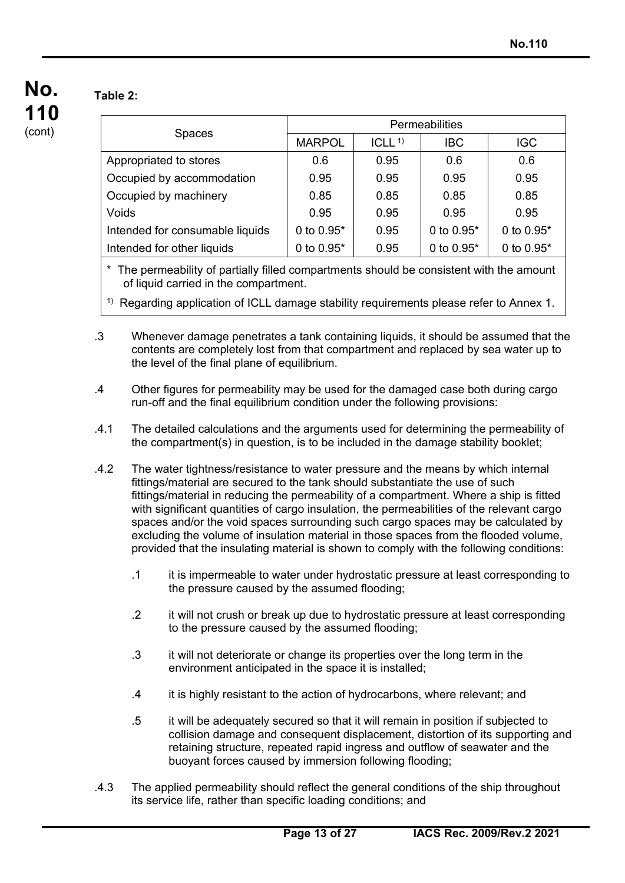**Table 2:**

| Spaces | Permeabilities | | | |
|---|---|---|---|---|
| | MARPOL | ICLL [1)] | IBC | IGC |
| Appropriated to stores | 0.6 | 0.95 | 0.6 | 0.6 |
| Occupied by accommodation | 0.95 | 0.95 | 0.95 | 0.95 |
| Occupied by machinery | 0.85 | 0.85 | 0.85 | 0.85 |
| Voids | 0.95 | 0.95 | 0.95 | 0.95 |
| Intended for consumable liquids | 0 to 0.95* | 0.95 | 0 to 0.95* | 0 to 0.95* |
| Intended for other liquids | 0 to 0.95* | 0.95 | 0 to 0.95* | 0 to 0.95* |

\* The permeability of partially filled compartments should be consistent with the amount of liquid carried in the compartment.

[1)] Regarding application of ICLL damage stability requirements please refer to Annex 1.

.3 Whenever damage penetrates a tank containing liquids, it should be assumed that the contents are completely lost from that compartment and replaced by sea water up to the level of the final plane of equilibrium.

.4 Other figures for permeability may be used for the damaged case both during cargo run-off and the final equilibrium condition under the following provisions:

.4.1 The detailed calculations and the arguments used for determining the permeability of the compartment(s) in question, is to be included in the damage stability booklet;

.4.2 The water tightness/resistance to water pressure and the means by which internal fittings/material are secured to the tank should substantiate the use of such fittings/material in reducing the permeability of a compartment. Where a ship is fitted with significant quantities of cargo insulation, the permeabilities of the relevant cargo spaces and/or the void spaces surrounding such cargo spaces may be calculated by excluding the volume of insulation material in those spaces from the flooded volume, provided that the insulating material is shown to comply with the following conditions:

- .1 it is impermeable to water under hydrostatic pressure at least corresponding to the pressure caused by the assumed flooding;
- .2 it will not crush or break up due to hydrostatic pressure at least corresponding to the pressure caused by the assumed flooding;
- .3 it will not deteriorate or change its properties over the long term in the environment anticipated in the space it is installed;
- .4 it is highly resistant to the action of hydrocarbons, where relevant; and
- .5 it will be adequately secured so that it will remain in position if subjected to collision damage and consequent displacement, distortion of its supporting and retaining structure, repeated rapid ingress and outflow of seawater and the buoyant forces caused by immersion following flooding;

.4.3 The applied permeability should reflect the general conditions of the ship throughout its service life, rather than specific loading conditions; and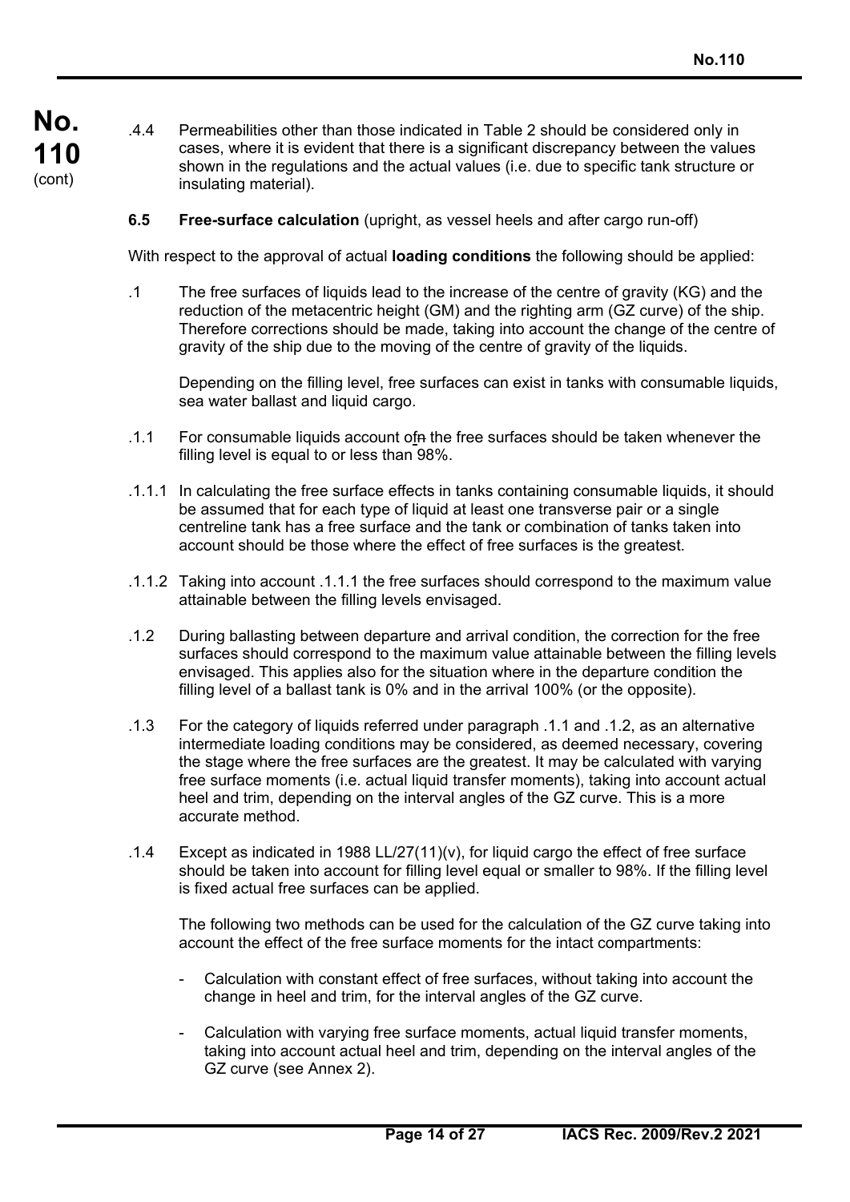.4.4 Permeabilities other than those indicated in Table 2 should be considered only in cases, where it is evident that there is a significant discrepancy between the values shown in the regulations and the actual values (i.e. due to specific tank structure or insulating material).

**6.5 Free-surface calculation** (upright, as vessel heels and after cargo run-off)

With respect to the approval of actual **loading conditions** the following should be applied:

.1 The free surfaces of liquids lead to the increase of the centre of gravity (KG) and the reduction of the metacentric height (GM) and the righting arm (GZ curve) of the ship. Therefore corrections should be made, taking into account the change of the centre of gravity of the ship due to the moving of the centre of gravity of the liquids.

Depending on the filling level, free surfaces can exist in tanks with consumable liquids, sea water ballast and liquid cargo.

.1.1 For consumable liquids account ofn the free surfaces should be taken whenever the filling level is equal to or less than 98%.

.1.1.1 In calculating the free surface effects in tanks containing consumable liquids, it should be assumed that for each type of liquid at least one transverse pair or a single centreline tank has a free surface and the tank or combination of tanks taken into account should be those where the effect of free surfaces is the greatest.

.1.1.2 Taking into account .1.1.1 the free surfaces should correspond to the maximum value attainable between the filling levels envisaged.

.1.2 During ballasting between departure and arrival condition, the correction for the free surfaces should correspond to the maximum value attainable between the filling levels envisaged. This applies also for the situation where in the departure condition the filling level of a ballast tank is 0% and in the arrival 100% (or the opposite).

.1.3 For the category of liquids referred under paragraph .1.1 and .1.2, as an alternative intermediate loading conditions may be considered, as deemed necessary, covering the stage where the free surfaces are the greatest. It may be calculated with varying free surface moments (i.e. actual liquid transfer moments), taking into account actual heel and trim, depending on the interval angles of the GZ curve. This is a more accurate method.

.1.4 Except as indicated in 1988 LL/27(11)(v), for liquid cargo the effect of free surface should be taken into account for filling level equal or smaller to 98%. If the filling level is fixed actual free surfaces can be applied.

The following two methods can be used for the calculation of the GZ curve taking into account the effect of the free surface moments for the intact compartments:

- Calculation with constant effect of free surfaces, without taking into account the change in heel and trim, for the interval angles of the GZ curve.
- Calculation with varying free surface moments, actual liquid transfer moments, taking into account actual heel and trim, depending on the interval angles of the GZ curve (see Annex 2).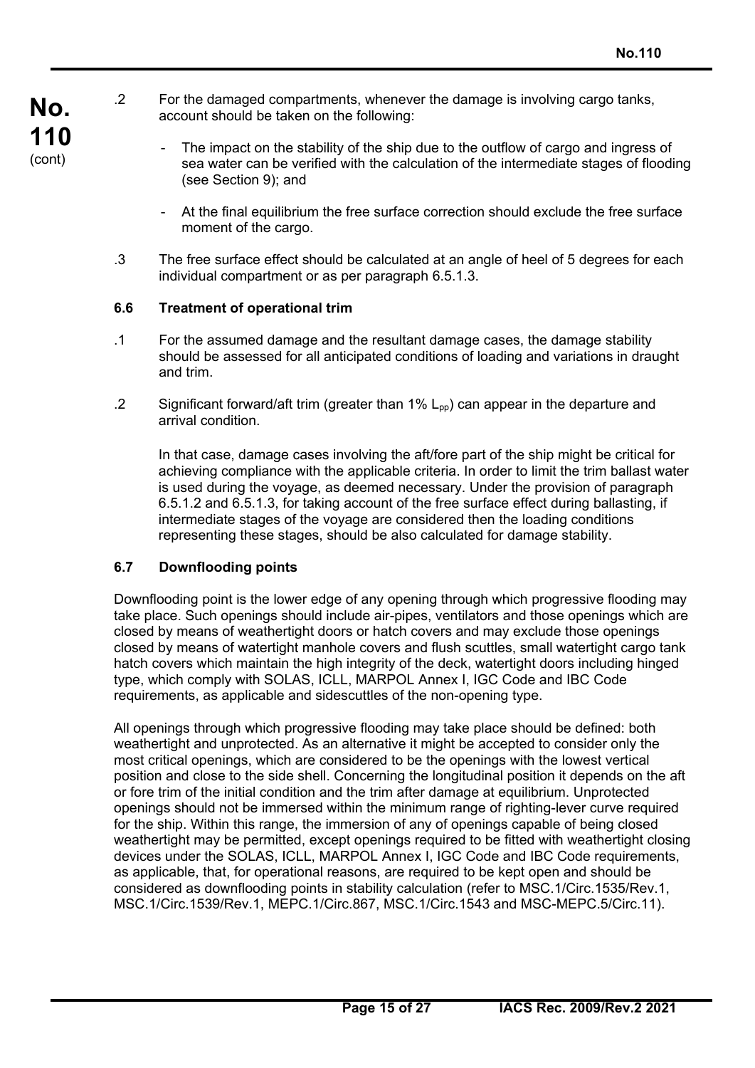.2 For the damaged compartments, whenever the damage is involving cargo tanks, account should be taken on the following:

- The impact on the stability of the ship due to the outflow of cargo and ingress of sea water can be verified with the calculation of the intermediate stages of flooding (see Section 9); and
- At the final equilibrium the free surface correction should exclude the free surface moment of the cargo.

.3 The free surface effect should be calculated at an angle of heel of 5 degrees for each individual compartment or as per paragraph 6.5.1.3.

### 6.6 Treatment of operational trim

.1 For the assumed damage and the resultant damage cases, the damage stability should be assessed for all anticipated conditions of loading and variations in draught and trim.

.2 Significant forward/aft trim (greater than 1% $L_{pp}$) can appear in the departure and arrival condition.

In that case, damage cases involving the aft/fore part of the ship might be critical for achieving compliance with the applicable criteria. In order to limit the trim ballast water is used during the voyage, as deemed necessary. Under the provision of paragraph 6.5.1.2 and 6.5.1.3, for taking account of the free surface effect during ballasting, if intermediate stages of the voyage are considered then the loading conditions representing these stages, should be also calculated for damage stability.

### 6.7 Downflooding points

Downflooding point is the lower edge of any opening through which progressive flooding may take place. Such openings should include air-pipes, ventilators and those openings which are closed by means of weathertight doors or hatch covers and may exclude those openings closed by means of watertight manhole covers and flush scuttles, small watertight cargo tank hatch covers which maintain the high integrity of the deck, watertight doors including hinged type, which comply with SOLAS, ICLL, MARPOL Annex I, IGC Code and IBC Code requirements, as applicable and sidescuttles of the non-opening type.

All openings through which progressive flooding may take place should be defined: both weathertight and unprotected. As an alternative it might be accepted to consider only the most critical openings, which are considered to be the openings with the lowest vertical position and close to the side shell. Concerning the longitudinal position it depends on the aft or fore trim of the initial condition and the trim after damage at equilibrium. Unprotected openings should not be immersed within the minimum range of righting-lever curve required for the ship. Within this range, the immersion of any of openings capable of being closed weathertight may be permitted, except openings required to be fitted with weathertight closing devices under the SOLAS, ICLL, MARPOL Annex I, IGC Code and IBC Code requirements, as applicable, that, for operational reasons, are required to be kept open and should be considered as downflooding points in stability calculation (refer to MSC.1/Circ.1535/Rev.1, MSC.1/Circ.1539/Rev.1, MEPC.1/Circ.867, MSC.1/Circ.1543 and MSC-MEPC.5/Circ.11).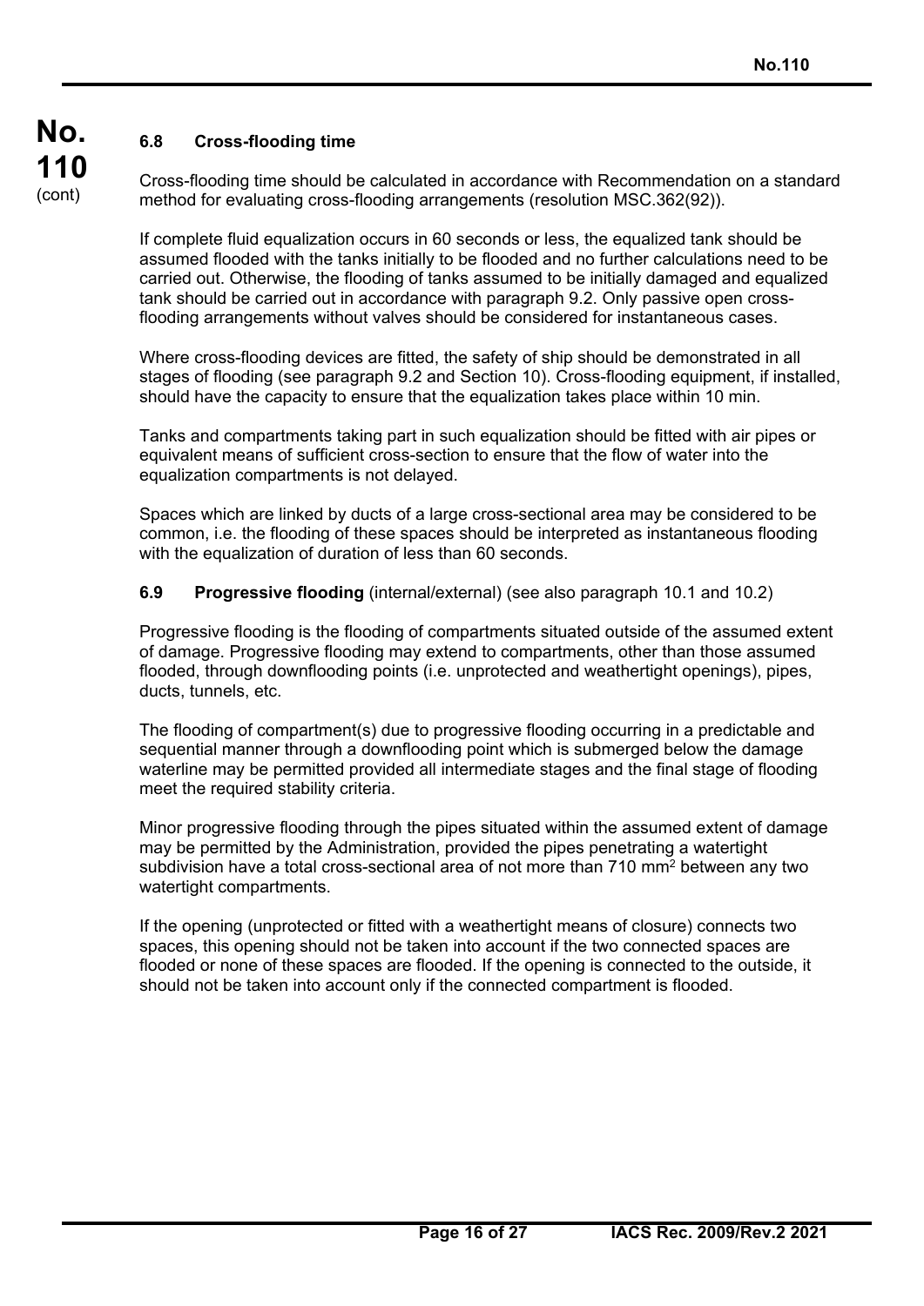### 6.8 Cross-flooding time

Cross-flooding time should be calculated in accordance with Recommendation on a standard method for evaluating cross-flooding arrangements (resolution MSC.362(92)).

If complete fluid equalization occurs in 60 seconds or less, the equalized tank should be assumed flooded with the tanks initially to be flooded and no further calculations need to be carried out. Otherwise, the flooding of tanks assumed to be initially damaged and equalized tank should be carried out in accordance with paragraph 9.2. Only passive open cross-flooding arrangements without valves should be considered for instantaneous cases.

Where cross-flooding devices are fitted, the safety of ship should be demonstrated in all stages of flooding (see paragraph 9.2 and Section 10). Cross-flooding equipment, if installed, should have the capacity to ensure that the equalization takes place within 10 min.

Tanks and compartments taking part in such equalization should be fitted with air pipes or equivalent means of sufficient cross-section to ensure that the flow of water into the equalization compartments is not delayed.

Spaces which are linked by ducts of a large cross-sectional area may be considered to be common, i.e. the flooding of these spaces should be interpreted as instantaneous flooding with the equalization of duration of less than 60 seconds.

### 6.9 Progressive flooding (internal/external) (see also paragraph 10.1 and 10.2)

Progressive flooding is the flooding of compartments situated outside of the assumed extent of damage. Progressive flooding may extend to compartments, other than those assumed flooded, through downflooding points (i.e. unprotected and weathertight openings), pipes, ducts, tunnels, etc.

The flooding of compartment(s) due to progressive flooding occurring in a predictable and sequential manner through a downflooding point which is submerged below the damage waterline may be permitted provided all intermediate stages and the final stage of flooding meet the required stability criteria.

Minor progressive flooding through the pipes situated within the assumed extent of damage may be permitted by the Administration, provided the pipes penetrating a watertight subdivision have a total cross-sectional area of not more than 710 $mm^2$ between any two watertight compartments.

If the opening (unprotected or fitted with a weathertight means of closure) connects two spaces, this opening should not be taken into account if the two connected spaces are flooded or none of these spaces are flooded. If the opening is connected to the outside, it should not be taken into account only if the connected compartment is flooded.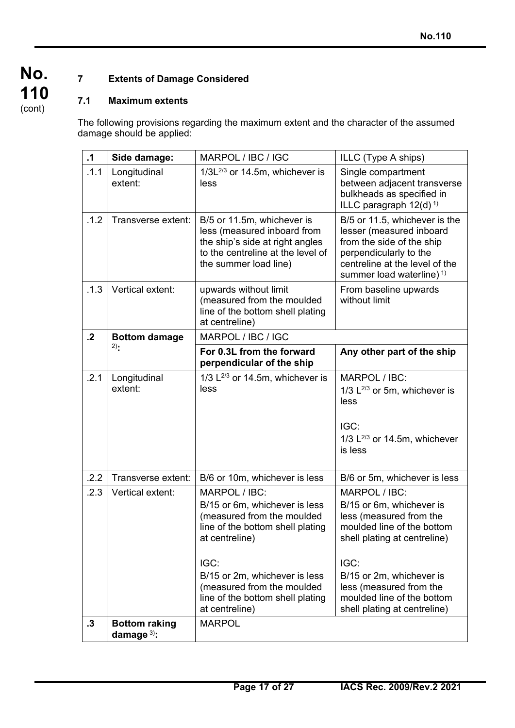## 7 Extents of Damage Considered

### 7.1 Maximum extents

The following provisions regarding the maximum extent and the character of the assumed damage should be applied:

| .1 | **Side damage:** | MARPOL / IBC / IGC | ILLC (Type A ships) |
|---|---|---|---|
| .1.1 | Longitudinal extent: | $1/3L^{2/3}$ or 14.5m, whichever is less | Single compartment between adjacent transverse bulkheads as specified in ILLC paragraph 12(d) [1] |
| .1.2 | Transverse extent: | B/5 or 11.5m, whichever is less (measured inboard from the ship's side at right angles to the centreline at the level of the summer load line) | B/5 or 11.5, whichever is the lesser (measured inboard from the side of the ship perpendicularly to the centreline at the level of the summer load waterline) [1] |
| .1.3 | Vertical extent: | upwards without limit (measured from the moulded line of the bottom shell plating at centreline) | From baseline upwards without limit |
| **.2** | **Bottom damage** [2]**:** | MARPOL / IBC / IGC | |
| | | **For 0.3L from the forward perpendicular of the ship** | **Any other part of the ship** |
| .2.1 | Longitudinal extent: | $1/3\ L^{2/3}$ or 14.5m, whichever is less | MARPOL / IBC: $1/3\ L^{2/3}$ or 5m, whichever is less<br><br>IGC: $1/3\ L^{2/3}$ or 14.5m, whichever is less |
| .2.2 | Transverse extent: | B/6 or 10m, whichever is less | B/6 or 5m, whichever is less |
| .2.3 | Vertical extent: | MARPOL / IBC: B/15 or 6m, whichever is less (measured from the moulded line of the bottom shell plating at centreline)<br><br>IGC: B/15 or 2m, whichever is less (measured from the moulded line of the bottom shell plating at centreline) | MARPOL / IBC: B/15 or 6m, whichever is less (measured from the moulded line of the bottom shell plating at centreline)<br><br>IGC: B/15 or 2m, whichever is less (measured from the moulded line of the bottom shell plating at centreline) |
| **.3** | **Bottom raking damage** [3]**:** | MARPOL | |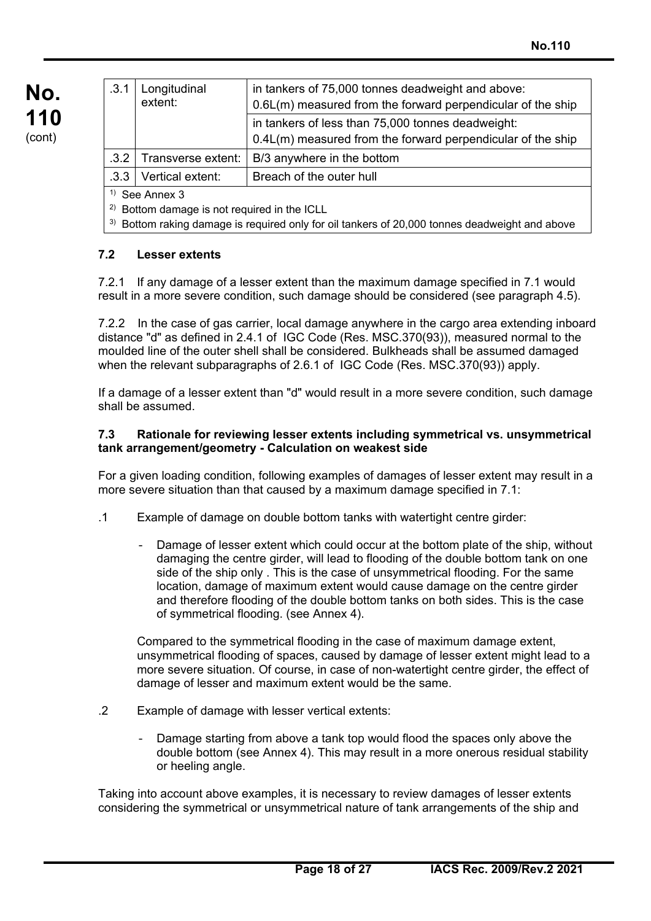| .3.1 | Longitudinal extent: | in tankers of 75,000 tonnes deadweight and above: 0.6L(m) measured from the forward perpendicular of the ship |
|---|---|---|
| | | in tankers of less than 75,000 tonnes deadweight: 0.4L(m) measured from the forward perpendicular of the ship |
| .3.2 | Transverse extent: | B/3 anywhere in the bottom |
| .3.3 | Vertical extent: | Breach of the outer hull |

[1] See Annex 3

[2] Bottom damage is not required in the ICLL

[3] Bottom raking damage is required only for oil tankers of 20,000 tonnes deadweight and above

### 7.2 Lesser extents

7.2.1 If any damage of a lesser extent than the maximum damage specified in 7.1 would result in a more severe condition, such damage should be considered (see paragraph 4.5).

7.2.2 In the case of gas carrier, local damage anywhere in the cargo area extending inboard distance "d" as defined in 2.4.1 of IGC Code (Res. MSC.370(93)), measured normal to the moulded line of the outer shell shall be considered. Bulkheads shall be assumed damaged when the relevant subparagraphs of 2.6.1 of IGC Code (Res. MSC.370(93)) apply.

If a damage of a lesser extent than "d" would result in a more severe condition, such damage shall be assumed.

### 7.3 Rationale for reviewing lesser extents including symmetrical vs. unsymmetrical tank arrangement/geometry - Calculation on weakest side

For a given loading condition, following examples of damages of lesser extent may result in a more severe situation than that caused by a maximum damage specified in 7.1:

.1 Example of damage on double bottom tanks with watertight centre girder:

- Damage of lesser extent which could occur at the bottom plate of the ship, without damaging the centre girder, will lead to flooding of the double bottom tank on one side of the ship only . This is the case of unsymmetrical flooding. For the same location, damage of maximum extent would cause damage on the centre girder and therefore flooding of the double bottom tanks on both sides. This is the case of symmetrical flooding. (see Annex 4).

Compared to the symmetrical flooding in the case of maximum damage extent, unsymmetrical flooding of spaces, caused by damage of lesser extent might lead to a more severe situation. Of course, in case of non-watertight centre girder, the effect of damage of lesser and maximum extent would be the same.

.2 Example of damage with lesser vertical extents:

- Damage starting from above a tank top would flood the spaces only above the double bottom (see Annex 4). This may result in a more onerous residual stability or heeling angle.

Taking into account above examples, it is necessary to review damages of lesser extents considering the symmetrical or unsymmetrical nature of tank arrangements of the ship and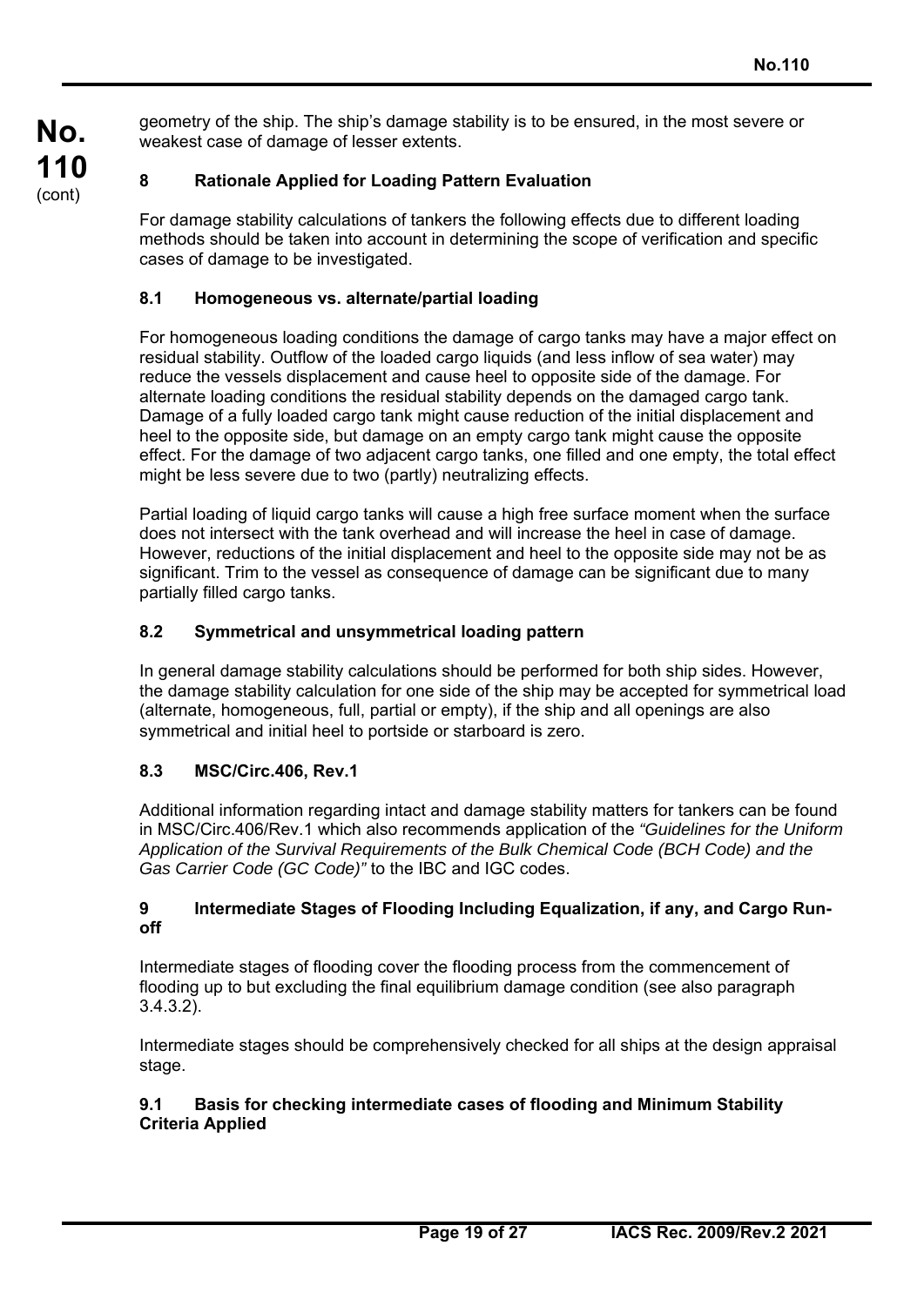geometry of the ship. The ship's damage stability is to be ensured, in the most severe or weakest case of damage of lesser extents.

## 8 Rationale Applied for Loading Pattern Evaluation

For damage stability calculations of tankers the following effects due to different loading methods should be taken into account in determining the scope of verification and specific cases of damage to be investigated.

### 8.1 Homogeneous vs. alternate/partial loading

For homogeneous loading conditions the damage of cargo tanks may have a major effect on residual stability. Outflow of the loaded cargo liquids (and less inflow of sea water) may reduce the vessels displacement and cause heel to opposite side of the damage. For alternate loading conditions the residual stability depends on the damaged cargo tank. Damage of a fully loaded cargo tank might cause reduction of the initial displacement and heel to the opposite side, but damage on an empty cargo tank might cause the opposite effect. For the damage of two adjacent cargo tanks, one filled and one empty, the total effect might be less severe due to two (partly) neutralizing effects.

Partial loading of liquid cargo tanks will cause a high free surface moment when the surface does not intersect with the tank overhead and will increase the heel in case of damage. However, reductions of the initial displacement and heel to the opposite side may not be as significant. Trim to the vessel as consequence of damage can be significant due to many partially filled cargo tanks.

### 8.2 Symmetrical and unsymmetrical loading pattern

In general damage stability calculations should be performed for both ship sides. However, the damage stability calculation for one side of the ship may be accepted for symmetrical load (alternate, homogeneous, full, partial or empty), if the ship and all openings are also symmetrical and initial heel to portside or starboard is zero.

### 8.3 MSC/Circ.406, Rev.1

Additional information regarding intact and damage stability matters for tankers can be found in MSC/Circ.406/Rev.1 which also recommends application of the *"Guidelines for the Uniform Application of the Survival Requirements of the Bulk Chemical Code (BCH Code) and the Gas Carrier Code (GC Code)"* to the IBC and IGC codes.

## 9 Intermediate Stages of Flooding Including Equalization, if any, and Cargo Run-off

Intermediate stages of flooding cover the flooding process from the commencement of flooding up to but excluding the final equilibrium damage condition (see also paragraph 3.4.3.2).

Intermediate stages should be comprehensively checked for all ships at the design appraisal stage.

### 9.1 Basis for checking intermediate cases of flooding and Minimum Stability Criteria Applied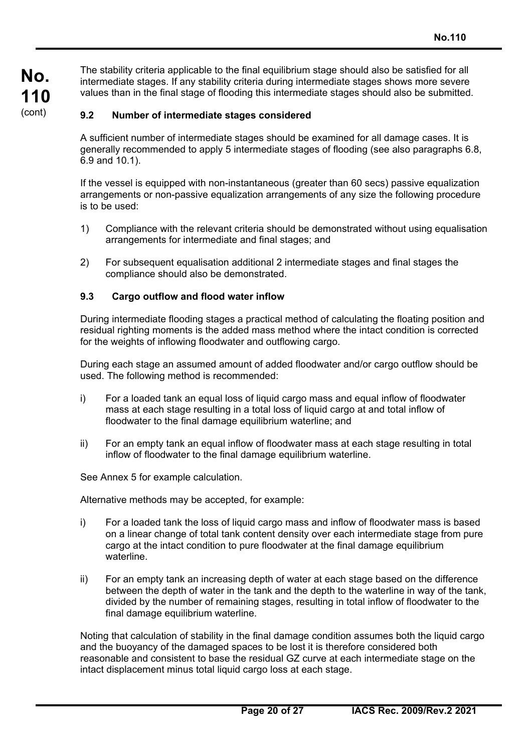The stability criteria applicable to the final equilibrium stage should also be satisfied for all intermediate stages. If any stability criteria during intermediate stages shows more severe values than in the final stage of flooding this intermediate stages should also be submitted.

### 9.2 Number of intermediate stages considered

A sufficient number of intermediate stages should be examined for all damage cases. It is generally recommended to apply 5 intermediate stages of flooding (see also paragraphs 6.8, 6.9 and 10.1).

If the vessel is equipped with non-instantaneous (greater than 60 secs) passive equalization arrangements or non-passive equalization arrangements of any size the following procedure is to be used:

1) Compliance with the relevant criteria should be demonstrated without using equalisation arrangements for intermediate and final stages; and

2) For subsequent equalisation additional 2 intermediate stages and final stages the compliance should also be demonstrated.

### 9.3 Cargo outflow and flood water inflow

During intermediate flooding stages a practical method of calculating the floating position and residual righting moments is the added mass method where the intact condition is corrected for the weights of inflowing floodwater and outflowing cargo.

During each stage an assumed amount of added floodwater and/or cargo outflow should be used. The following method is recommended:

i) For a loaded tank an equal loss of liquid cargo mass and equal inflow of floodwater mass at each stage resulting in a total loss of liquid cargo at and total inflow of floodwater to the final damage equilibrium waterline; and

ii) For an empty tank an equal inflow of floodwater mass at each stage resulting in total inflow of floodwater to the final damage equilibrium waterline.

See Annex 5 for example calculation.

Alternative methods may be accepted, for example:

i) For a loaded tank the loss of liquid cargo mass and inflow of floodwater mass is based on a linear change of total tank content density over each intermediate stage from pure cargo at the intact condition to pure floodwater at the final damage equilibrium waterline.

ii) For an empty tank an increasing depth of water at each stage based on the difference between the depth of water in the tank and the depth to the waterline in way of the tank, divided by the number of remaining stages, resulting in total inflow of floodwater to the final damage equilibrium waterline.

Noting that calculation of stability in the final damage condition assumes both the liquid cargo and the buoyancy of the damaged spaces to be lost it is therefore considered both reasonable and consistent to base the residual GZ curve at each intermediate stage on the intact displacement minus total liquid cargo loss at each stage.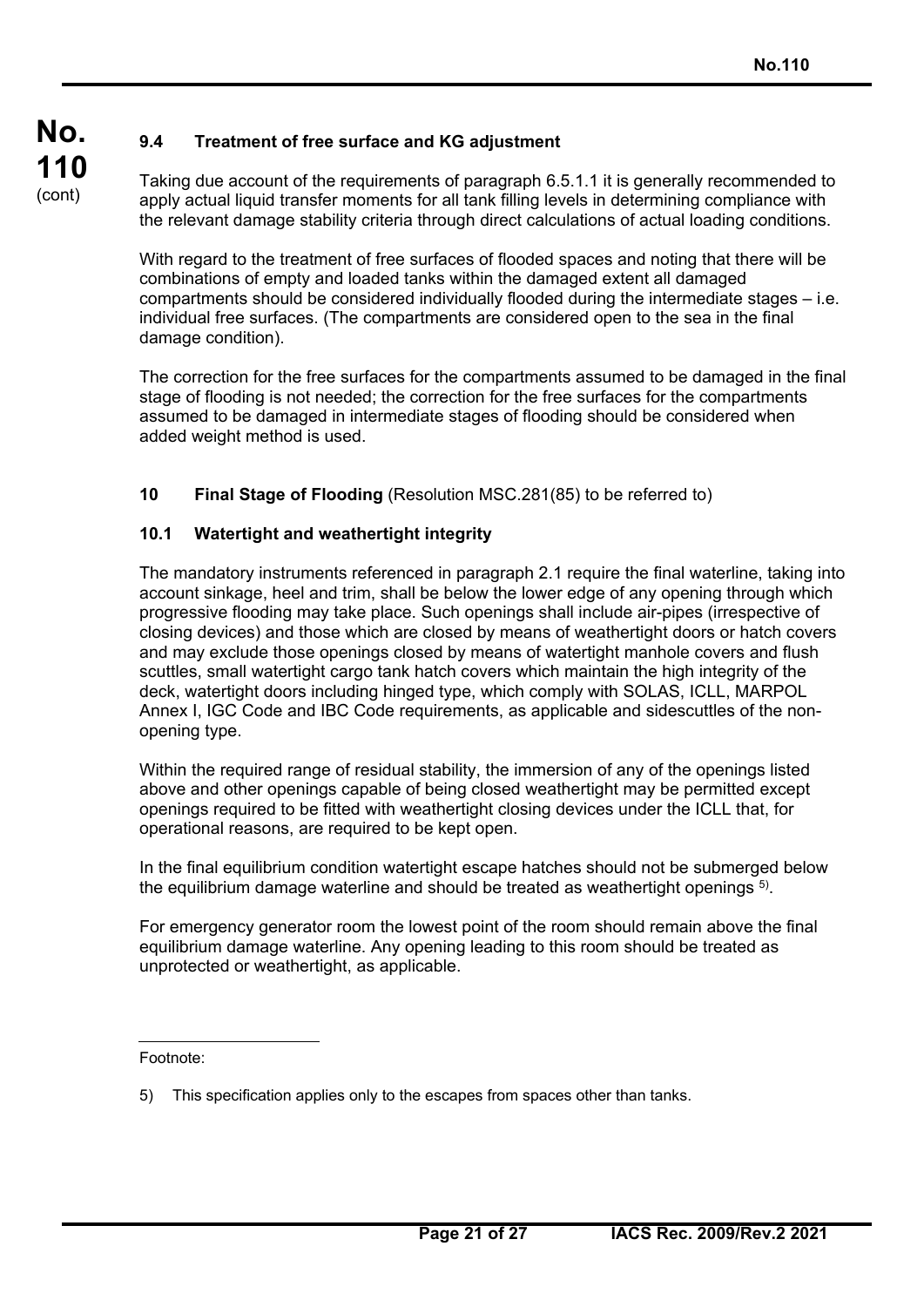### 9.4 Treatment of free surface and KG adjustment

Taking due account of the requirements of paragraph 6.5.1.1 it is generally recommended to apply actual liquid transfer moments for all tank filling levels in determining compliance with the relevant damage stability criteria through direct calculations of actual loading conditions.

With regard to the treatment of free surfaces of flooded spaces and noting that there will be combinations of empty and loaded tanks within the damaged extent all damaged compartments should be considered individually flooded during the intermediate stages – i.e. individual free surfaces. (The compartments are considered open to the sea in the final damage condition).

The correction for the free surfaces for the compartments assumed to be damaged in the final stage of flooding is not needed; the correction for the free surfaces for the compartments assumed to be damaged in intermediate stages of flooding should be considered when added weight method is used.

## 10 Final Stage of Flooding (Resolution MSC.281(85) to be referred to)

### 10.1 Watertight and weathertight integrity

The mandatory instruments referenced in paragraph 2.1 require the final waterline, taking into account sinkage, heel and trim, shall be below the lower edge of any opening through which progressive flooding may take place. Such openings shall include air-pipes (irrespective of closing devices) and those which are closed by means of weathertight doors or hatch covers and may exclude those openings closed by means of watertight manhole covers and flush scuttles, small watertight cargo tank hatch covers which maintain the high integrity of the deck, watertight doors including hinged type, which comply with SOLAS, ICLL, MARPOL Annex I, IGC Code and IBC Code requirements, as applicable and sidescuttles of the non-opening type.

Within the required range of residual stability, the immersion of any of the openings listed above and other openings capable of being closed weathertight may be permitted except openings required to be fitted with weathertight closing devices under the ICLL that, for operational reasons, are required to be kept open.

In the final equilibrium condition watertight escape hatches should not be submerged below the equilibrium damage waterline and should be treated as weathertight openings [5)].

For emergency generator room the lowest point of the room should remain above the final equilibrium damage waterline. Any opening leading to this room should be treated as unprotected or weathertight, as applicable.

---

Footnote:

5) This specification applies only to the escapes from spaces other than tanks.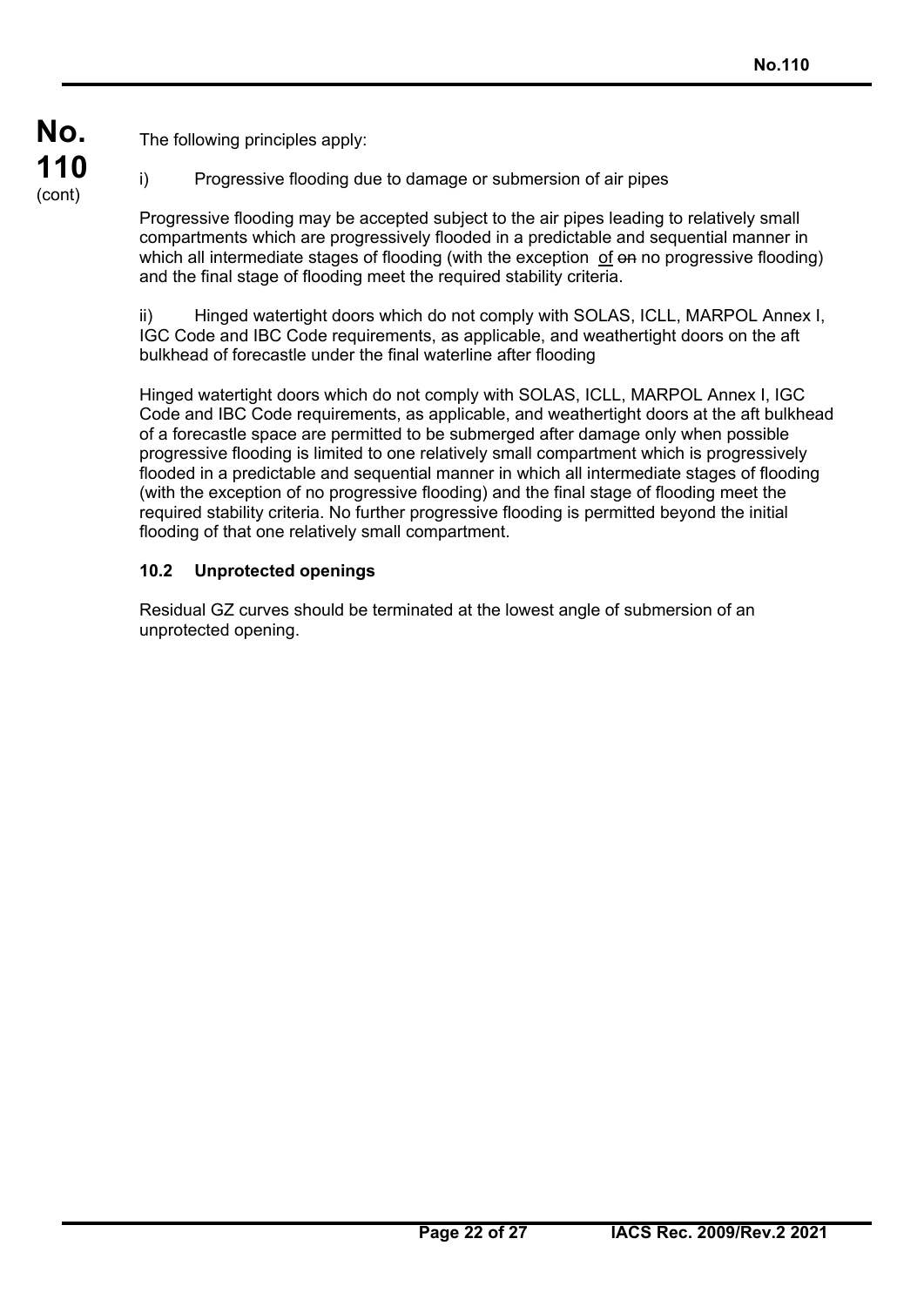The following principles apply:

i) Progressive flooding due to damage or submersion of air pipes

Progressive flooding may be accepted subject to the air pipes leading to relatively small compartments which are progressively flooded in a predictable and sequential manner in which all intermediate stages of flooding (with the exception of ~~on~~ no progressive flooding) and the final stage of flooding meet the required stability criteria.

ii) Hinged watertight doors which do not comply with SOLAS, ICLL, MARPOL Annex I, IGC Code and IBC Code requirements, as applicable, and weathertight doors on the aft bulkhead of forecastle under the final waterline after flooding

Hinged watertight doors which do not comply with SOLAS, ICLL, MARPOL Annex I, IGC Code and IBC Code requirements, as applicable, and weathertight doors at the aft bulkhead of a forecastle space are permitted to be submerged after damage only when possible progressive flooding is limited to one relatively small compartment which is progressively flooded in a predictable and sequential manner in which all intermediate stages of flooding (with the exception of no progressive flooding) and the final stage of flooding meet the required stability criteria. No further progressive flooding is permitted beyond the initial flooding of that one relatively small compartment.

### 10.2 Unprotected openings

Residual GZ curves should be terminated at the lowest angle of submersion of an unprotected opening.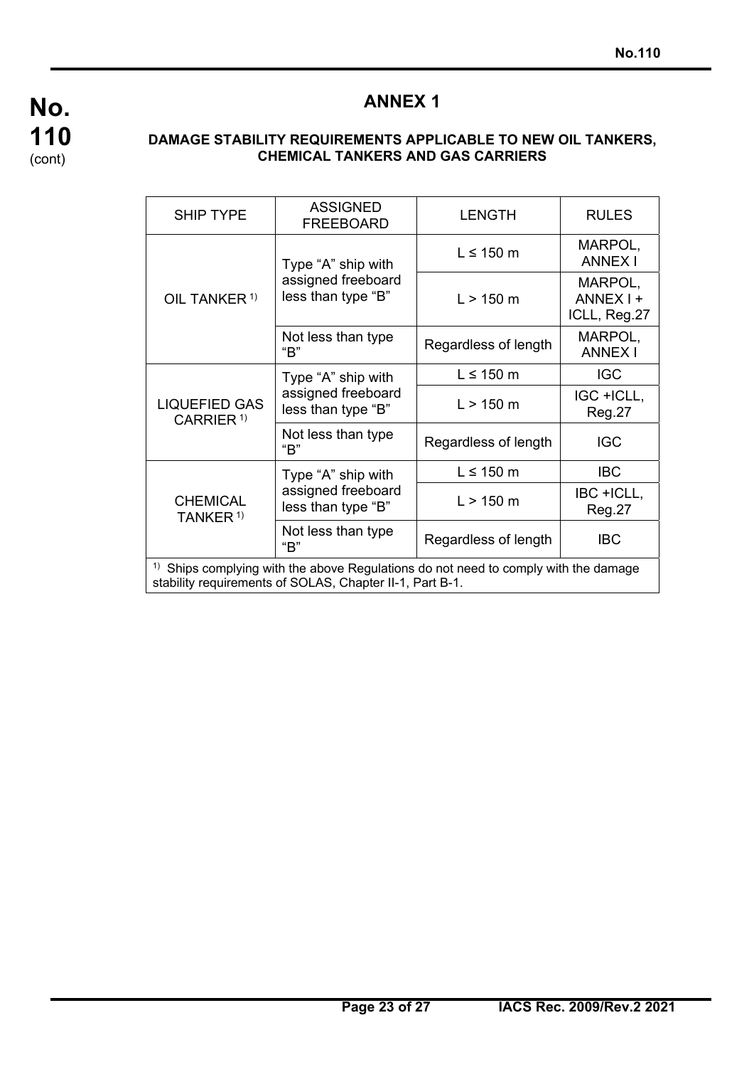# ANNEX 1

### DAMAGE STABILITY REQUIREMENTS APPLICABLE TO NEW OIL TANKERS, CHEMICAL TANKERS AND GAS CARRIERS

| SHIP TYPE | ASSIGNED FREEBOARD | LENGTH | RULES |
|---|---|---|---|
| OIL TANKER [1] | Type "A" ship with assigned freeboard less than type "B" | L ≤ 150 m | MARPOL, ANNEX I |
| | | L > 150 m | MARPOL, ANNEX I + ICLL, Reg.27 |
| | Not less than type "B" | Regardless of length | MARPOL, ANNEX I |
| LIQUEFIED GAS CARRIER [1] | Type "A" ship with assigned freeboard less than type "B" | L ≤ 150 m | IGC |
| | | L > 150 m | IGC +ICLL, Reg.27 |
| | Not less than type "B" | Regardless of length | IGC |
| CHEMICAL TANKER [1] | Type "A" ship with assigned freeboard less than type "B" | L ≤ 150 m | IBC |
| | | L > 150 m | IBC +ICLL, Reg.27 |
| | Not less than type "B" | Regardless of length | IBC |

[1] Ships complying with the above Regulations do not need to comply with the damage stability requirements of SOLAS, Chapter II-1, Part B-1.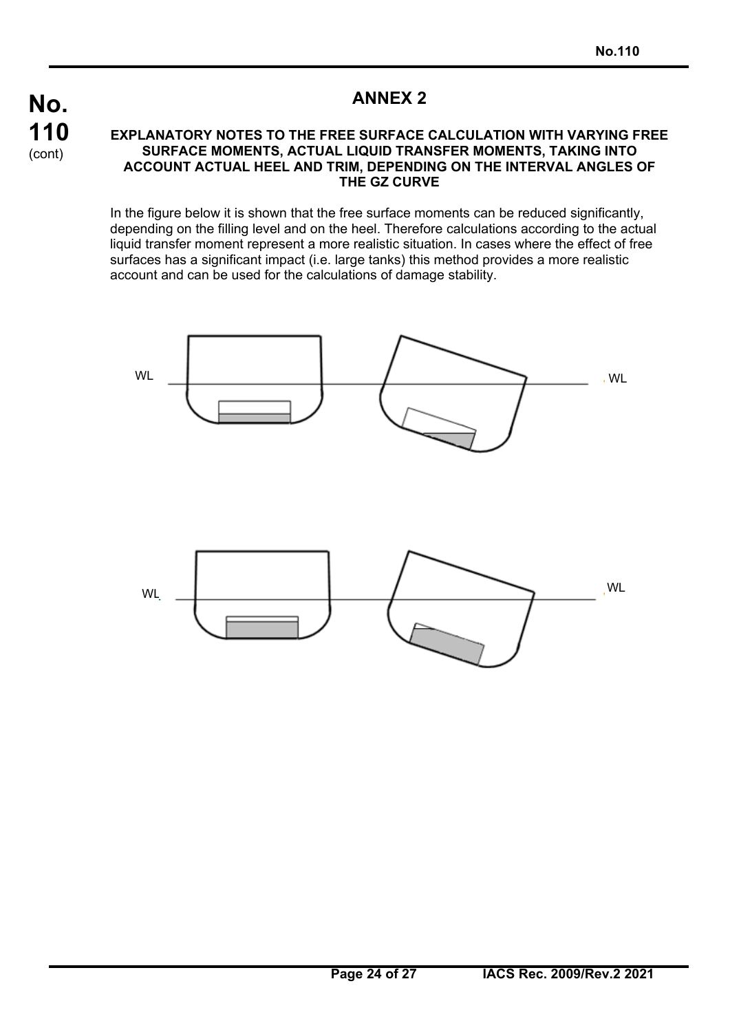# ANNEX 2

## EXPLANATORY NOTES TO THE FREE SURFACE CALCULATION WITH VARYING FREE SURFACE MOMENTS, ACTUAL LIQUID TRANSFER MOMENTS, TAKING INTO ACCOUNT ACTUAL HEEL AND TRIM, DEPENDING ON THE INTERVAL ANGLES OF THE GZ CURVE

In the figure below it is shown that the free surface moments can be reduced significantly, depending on the filling level and on the heel. Therefore calculations according to the actual liquid transfer moment represent a more realistic situation. In cases where the effect of free surfaces has a significant impact (i.e. large tanks) this method provides a more realistic account and can be used for the calculations of damage stability.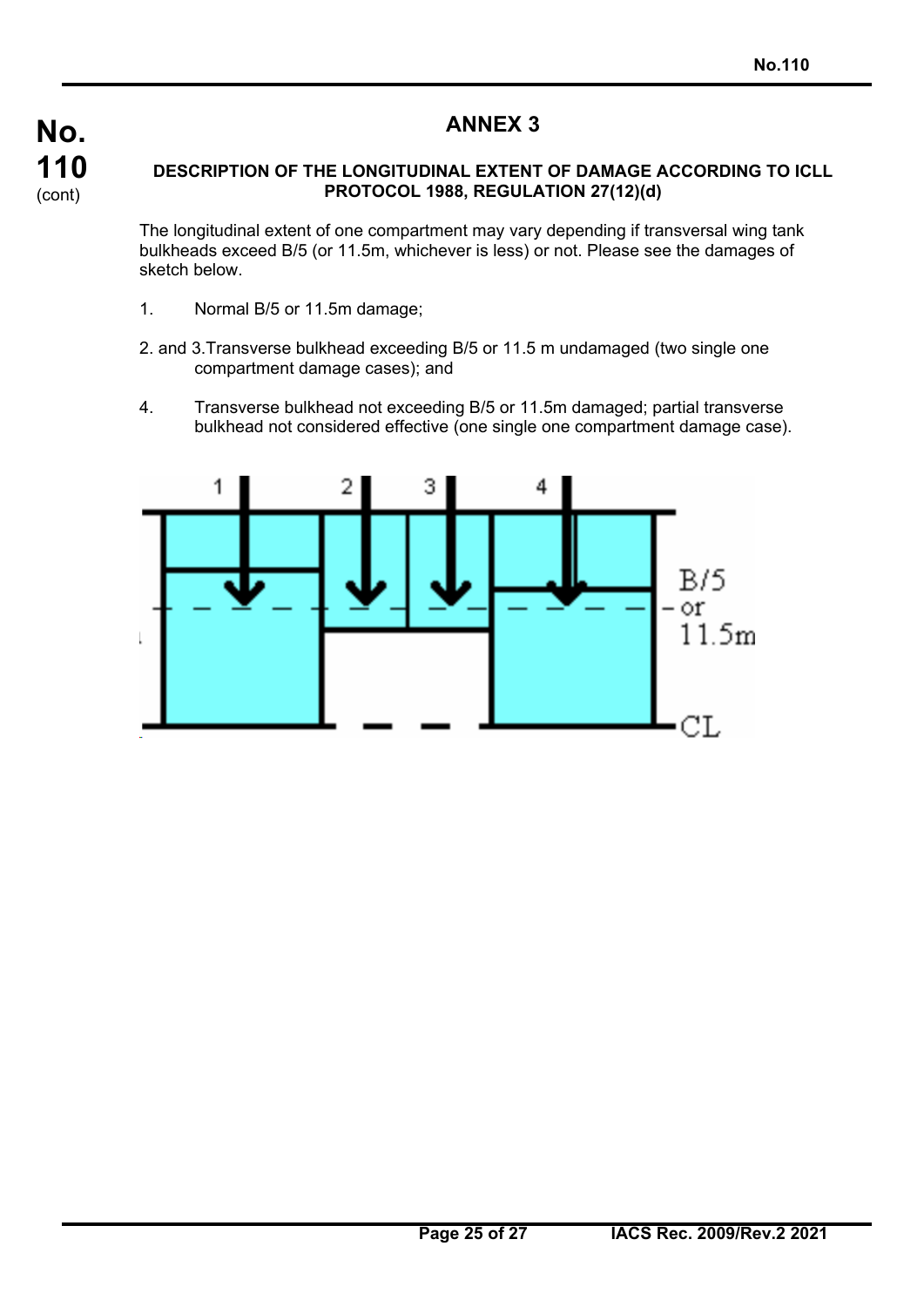# ANNEX 3

## DESCRIPTION OF THE LONGITUDINAL EXTENT OF DAMAGE ACCORDING TO ICLL PROTOCOL 1988, REGULATION 27(12)(d)

The longitudinal extent of one compartment may vary depending if transversal wing tank bulkheads exceed B/5 (or 11.5m, whichever is less) or not. Please see the damages of sketch below.

1. Normal B/5 or 11.5m damage;

2. and 3. Transverse bulkhead exceeding B/5 or 11.5 m undamaged (two single one compartment damage cases); and

4. Transverse bulkhead not exceeding B/5 or 11.5m damaged; partial transverse bulkhead not considered effective (one single one compartment damage case).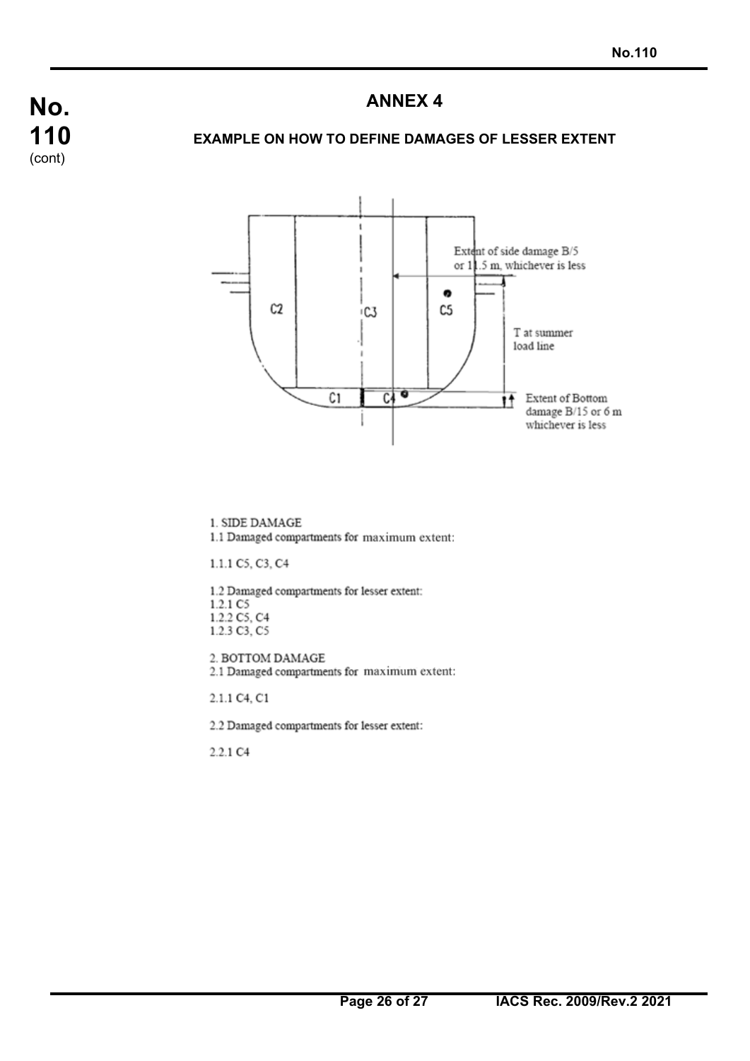# ANNEX 4

## EXAMPLE ON HOW TO DEFINE DAMAGES OF LESSER EXTENT

1. SIDE DAMAGE

1.1 Damaged compartments for maximum extent:

1.1.1 C5, C3, C4

1.2 Damaged compartments for lesser extent:

1.2.1 C5

1.2.2 C5, C4

1.2.3 C3, C5

2. BOTTOM DAMAGE

2.1 Damaged compartments for maximum extent:

2.1.1 C4, C1

2.2 Damaged compartments for lesser extent:

2.2.1 C4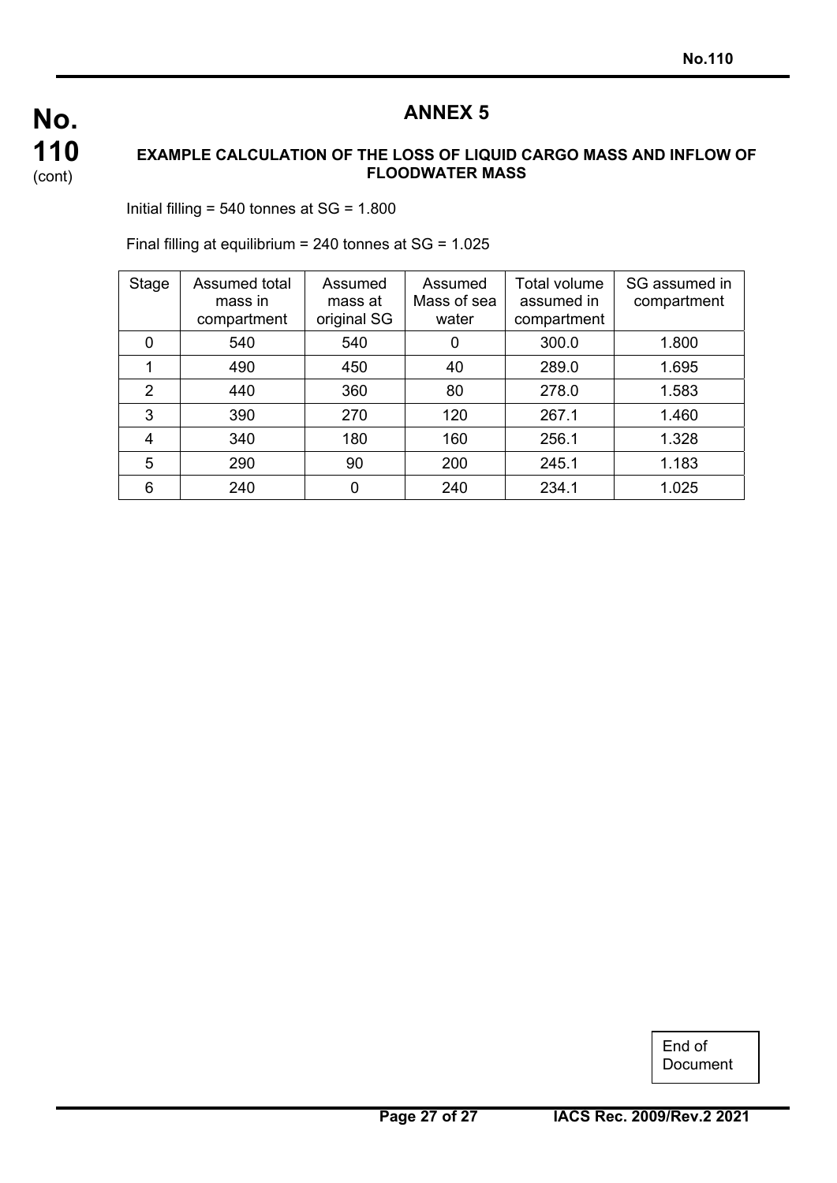# ANNEX 5

## EXAMPLE CALCULATION OF THE LOSS OF LIQUID CARGO MASS AND INFLOW OF FLOODWATER MASS

Initial filling = 540 tonnes at SG = 1.800

Final filling at equilibrium = 240 tonnes at SG = 1.025

| Stage | Assumed total mass in compartment | Assumed mass at original SG | Assumed Mass of sea water | Total volume assumed in compartment | SG assumed in compartment |
|---|---|---|---|---|---|
| 0 | 540 | 540 | 0 | 300.0 | 1.800 |
| 1 | 490 | 450 | 40 | 289.0 | 1.695 |
| 2 | 440 | 360 | 80 | 278.0 | 1.583 |
| 3 | 390 | 270 | 120 | 267.1 | 1.460 |
| 4 | 340 | 180 | 160 | 256.1 | 1.328 |
| 5 | 290 | 90 | 200 | 245.1 | 1.183 |
| 6 | 240 | 0 | 240 | 234.1 | 1.025 |

End of Document